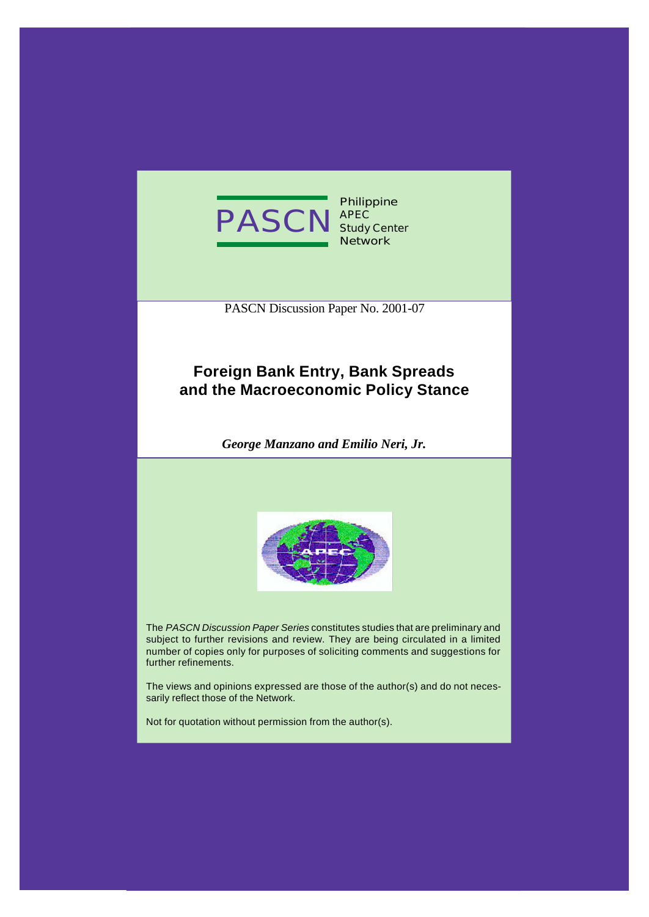PASCN Philippine APEC Study Center Network

PASCN Discussion Paper No. 2001-07

# Foreign Bank Entry, Bank Spreads and the Macroeconomic Policy Stance

***George Manzano and Emilio Neri, Jr.***

The *PASCN Discussion Paper Series* constitutes studies that are preliminary and subject to further revisions and review. They are being circulated in a limited number of copies only for purposes of soliciting comments and suggestions for further refinements.

The views and opinions expressed are those of the author(s) and do not necessarily reflect those of the Network.

Not for quotation without permission from the author(s).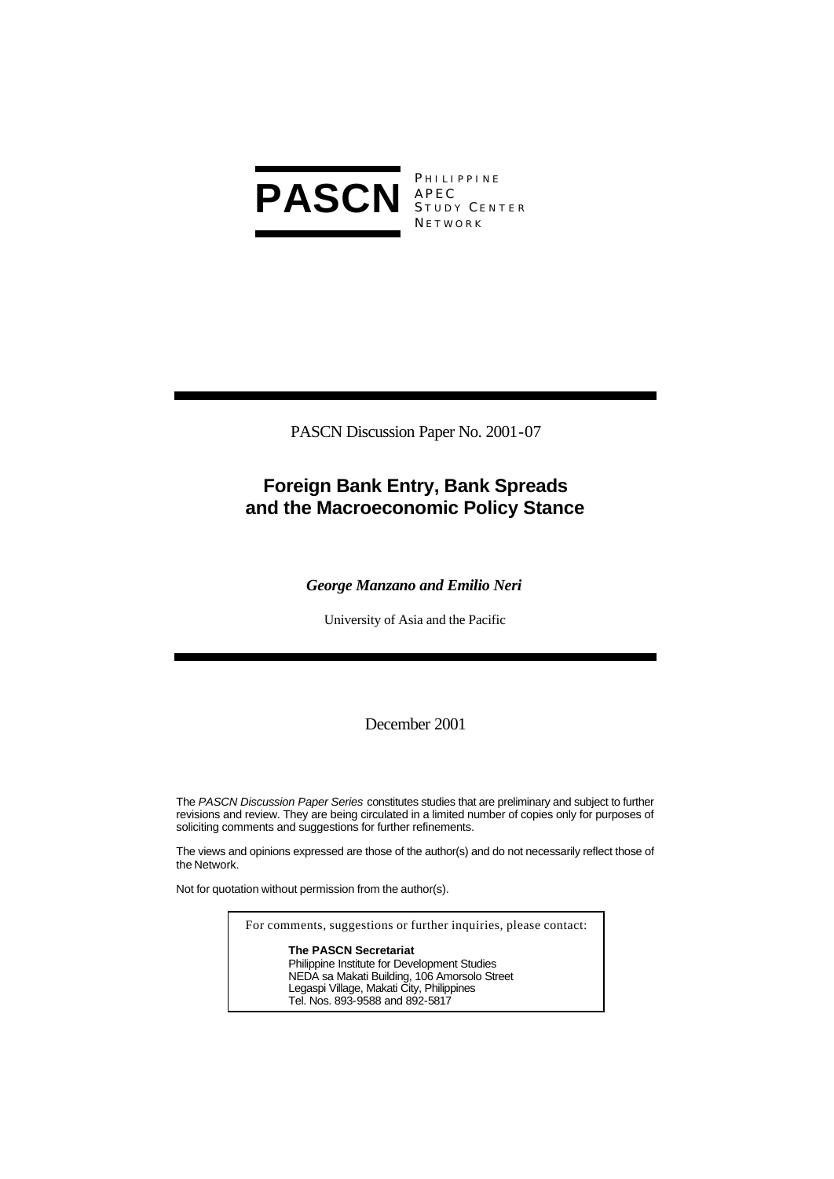**PASCN** PHILIPPINE APEC STUDY CENTER NETWORK

PASCN Discussion Paper No. 2001-07

# Foreign Bank Entry, Bank Spreads and the Macroeconomic Policy Stance

***George Manzano and Emilio Neri***

University of Asia and the Pacific

December 2001

The *PASCN Discussion Paper Series* constitutes studies that are preliminary and subject to further revisions and review. They are being circulated in a limited number of copies only for purposes of soliciting comments and suggestions for further refinements.

The views and opinions expressed are those of the author(s) and do not necessarily reflect those of the Network.

Not for quotation without permission from the author(s).

For comments, suggestions or further inquiries, please contact:

**The PASCN Secretariat**
Philippine Institute for Development Studies
NEDA sa Makati Building, 106 Amorsolo Street
Legaspi Village, Makati City, Philippines
Tel. Nos. 893-9588 and 892-5817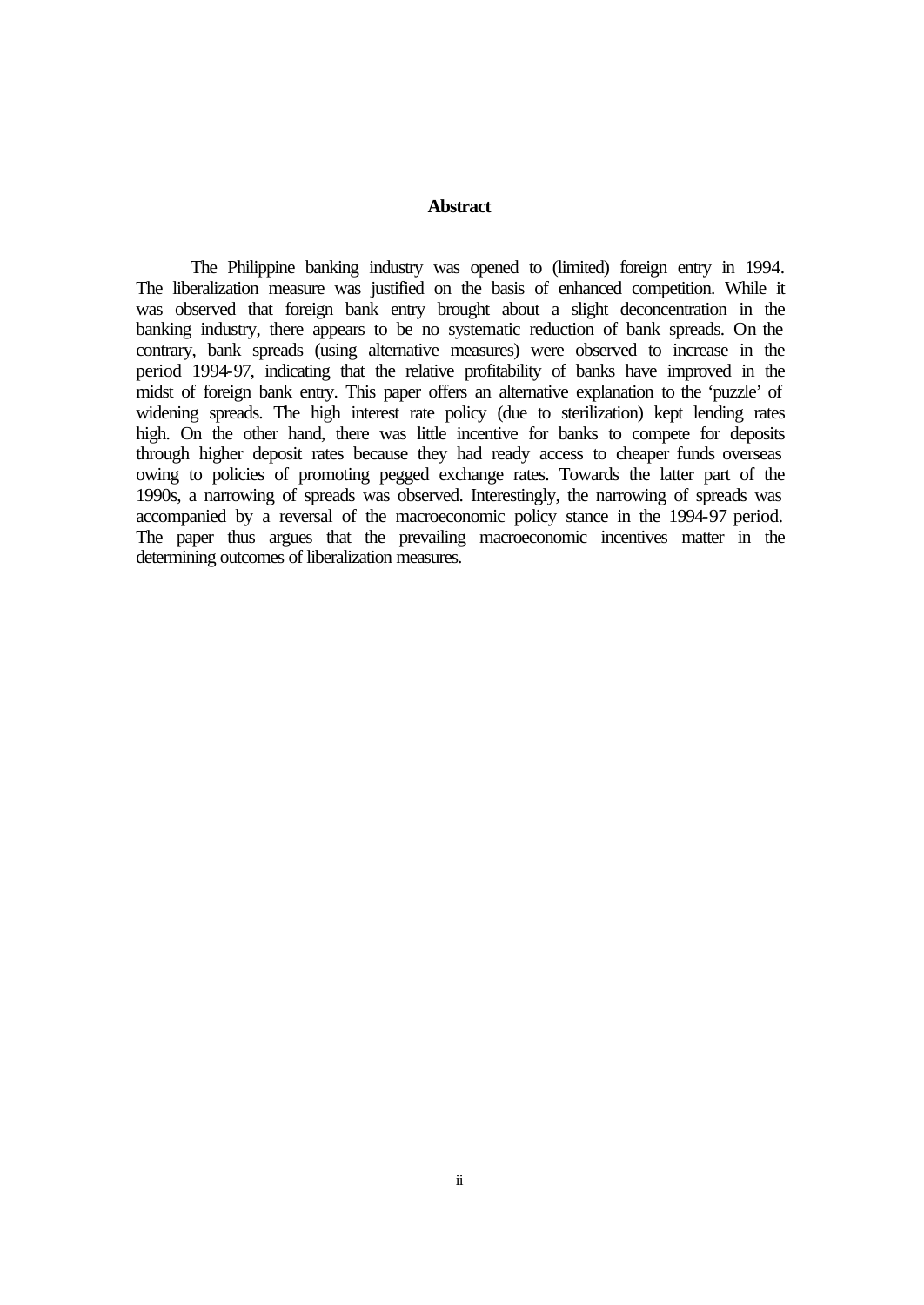## Abstract

The Philippine banking industry was opened to (limited) foreign entry in 1994. The liberalization measure was justified on the basis of enhanced competition. While it was observed that foreign bank entry brought about a slight deconcentration in the banking industry, there appears to be no systematic reduction of bank spreads. On the contrary, bank spreads (using alternative measures) were observed to increase in the period 1994-97, indicating that the relative profitability of banks have improved in the midst of foreign bank entry. This paper offers an alternative explanation to the 'puzzle' of widening spreads. The high interest rate policy (due to sterilization) kept lending rates high. On the other hand, there was little incentive for banks to compete for deposits through higher deposit rates because they had ready access to cheaper funds overseas owing to policies of promoting pegged exchange rates. Towards the latter part of the 1990s, a narrowing of spreads was observed. Interestingly, the narrowing of spreads was accompanied by a reversal of the macroeconomic policy stance in the 1994-97 period. The paper thus argues that the prevailing macroeconomic incentives matter in the determining outcomes of liberalization measures.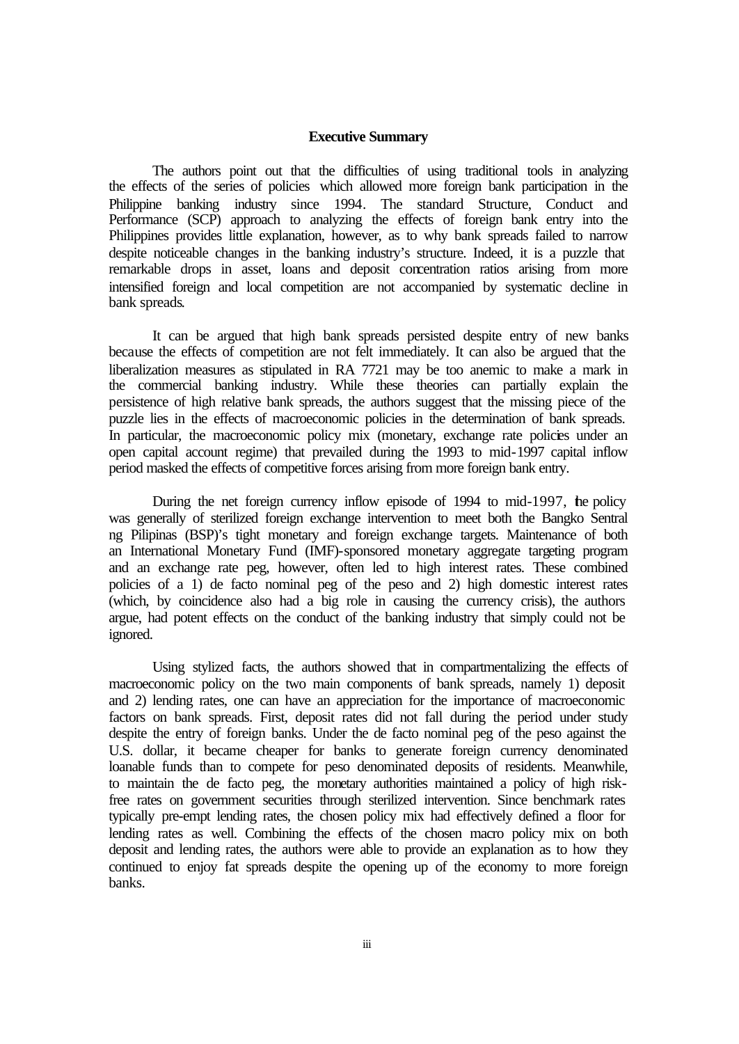## Executive Summary

The authors point out that the difficulties of using traditional tools in analyzing the effects of the series of policies which allowed more foreign bank participation in the Philippine banking industry since 1994. The standard Structure, Conduct and Performance (SCP) approach to analyzing the effects of foreign bank entry into the Philippines provides little explanation, however, as to why bank spreads failed to narrow despite noticeable changes in the banking industry's structure. Indeed, it is a puzzle that remarkable drops in asset, loans and deposit concentration ratios arising from more intensified foreign and local competition are not accompanied by systematic decline in bank spreads.

It can be argued that high bank spreads persisted despite entry of new banks because the effects of competition are not felt immediately. It can also be argued that the liberalization measures as stipulated in RA 7721 may be too anemic to make a mark in the commercial banking industry. While these theories can partially explain the persistence of high relative bank spreads, the authors suggest that the missing piece of the puzzle lies in the effects of macroeconomic policies in the determination of bank spreads. In particular, the macroeconomic policy mix (monetary, exchange rate policies under an open capital account regime) that prevailed during the 1993 to mid-1997 capital inflow period masked the effects of competitive forces arising from more foreign bank entry.

During the net foreign currency inflow episode of 1994 to mid-1997, the policy was generally of sterilized foreign exchange intervention to meet both the Bangko Sentral ng Pilipinas (BSP)'s tight monetary and foreign exchange targets. Maintenance of both an International Monetary Fund (IMF)-sponsored monetary aggregate targeting program and an exchange rate peg, however, often led to high interest rates. These combined policies of a 1) de facto nominal peg of the peso and 2) high domestic interest rates (which, by coincidence also had a big role in causing the currency crisis), the authors argue, had potent effects on the conduct of the banking industry that simply could not be ignored.

Using stylized facts, the authors showed that in compartmentalizing the effects of macroeconomic policy on the two main components of bank spreads, namely 1) deposit and 2) lending rates, one can have an appreciation for the importance of macroeconomic factors on bank spreads. First, deposit rates did not fall during the period under study despite the entry of foreign banks. Under the de facto nominal peg of the peso against the U.S. dollar, it became cheaper for banks to generate foreign currency denominated loanable funds than to compete for peso denominated deposits of residents. Meanwhile, to maintain the de facto peg, the monetary authorities maintained a policy of high risk-free rates on government securities through sterilized intervention. Since benchmark rates typically pre-empt lending rates, the chosen policy mix had effectively defined a floor for lending rates as well. Combining the effects of the chosen macro policy mix on both deposit and lending rates, the authors were able to provide an explanation as to how they continued to enjoy fat spreads despite the opening up of the economy to more foreign banks.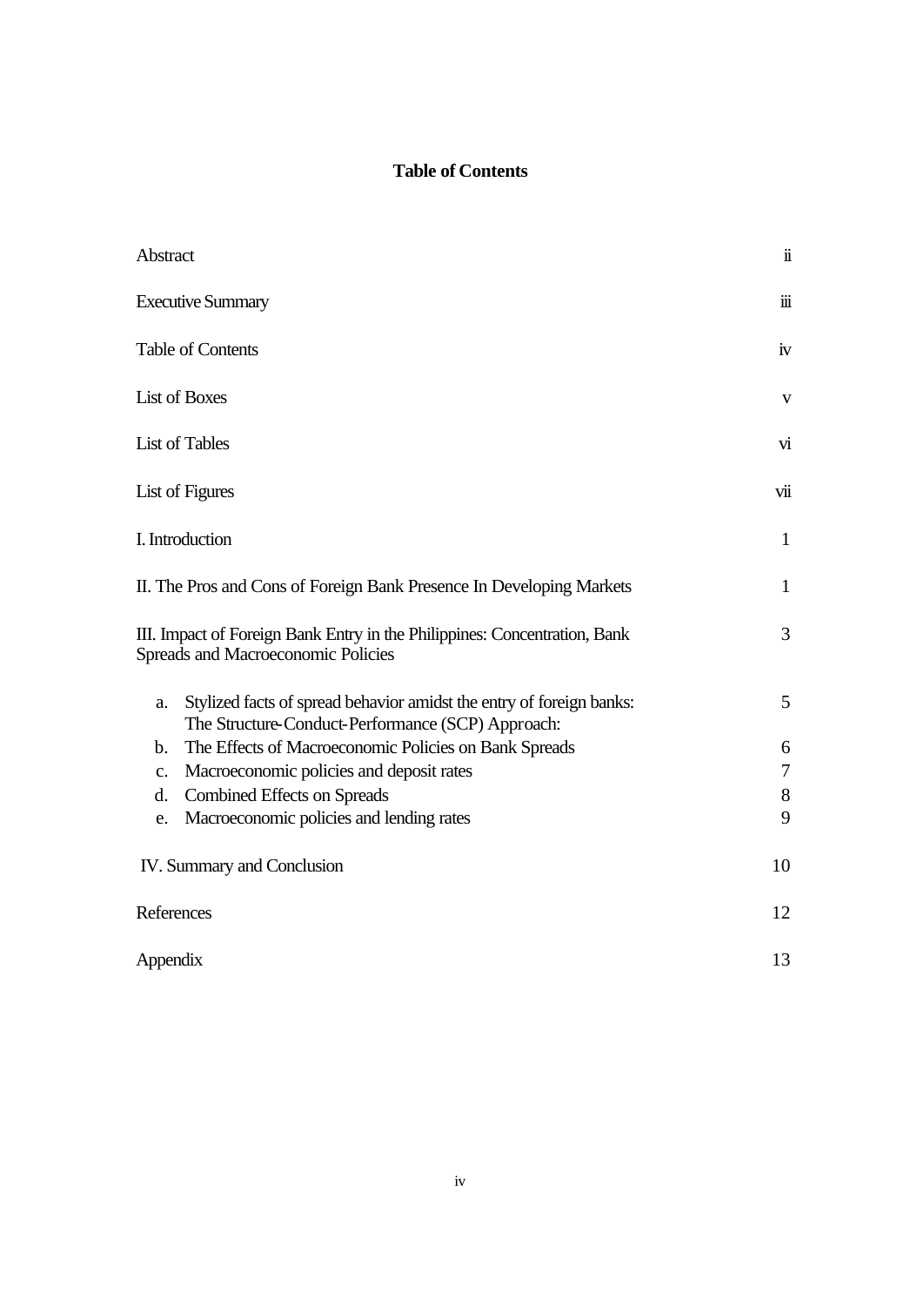# Table of Contents

| | |
|---|---|
| Abstract | ii |
| Executive Summary | iii |
| Table of Contents | iv |
| List of Boxes | v |
| List of Tables | vi |
| List of Figures | vii |
| I. Introduction | 1 |
| II. The Pros and Cons of Foreign Bank Presence In Developing Markets | 1 |
| III. Impact of Foreign Bank Entry in the Philippines: Concentration, Bank Spreads and Macroeconomic Policies | 3 |
| a. Stylized facts of spread behavior amidst the entry of foreign banks: The Structure-Conduct-Performance (SCP) Approach: | 5 |
| b. The Effects of Macroeconomic Policies on Bank Spreads | 6 |
| c. Macroeconomic policies and deposit rates | 7 |
| d. Combined Effects on Spreads | 8 |
| e. Macroeconomic policies and lending rates | 9 |
| IV. Summary and Conclusion | 10 |
| References | 12 |
| Appendix | 13 |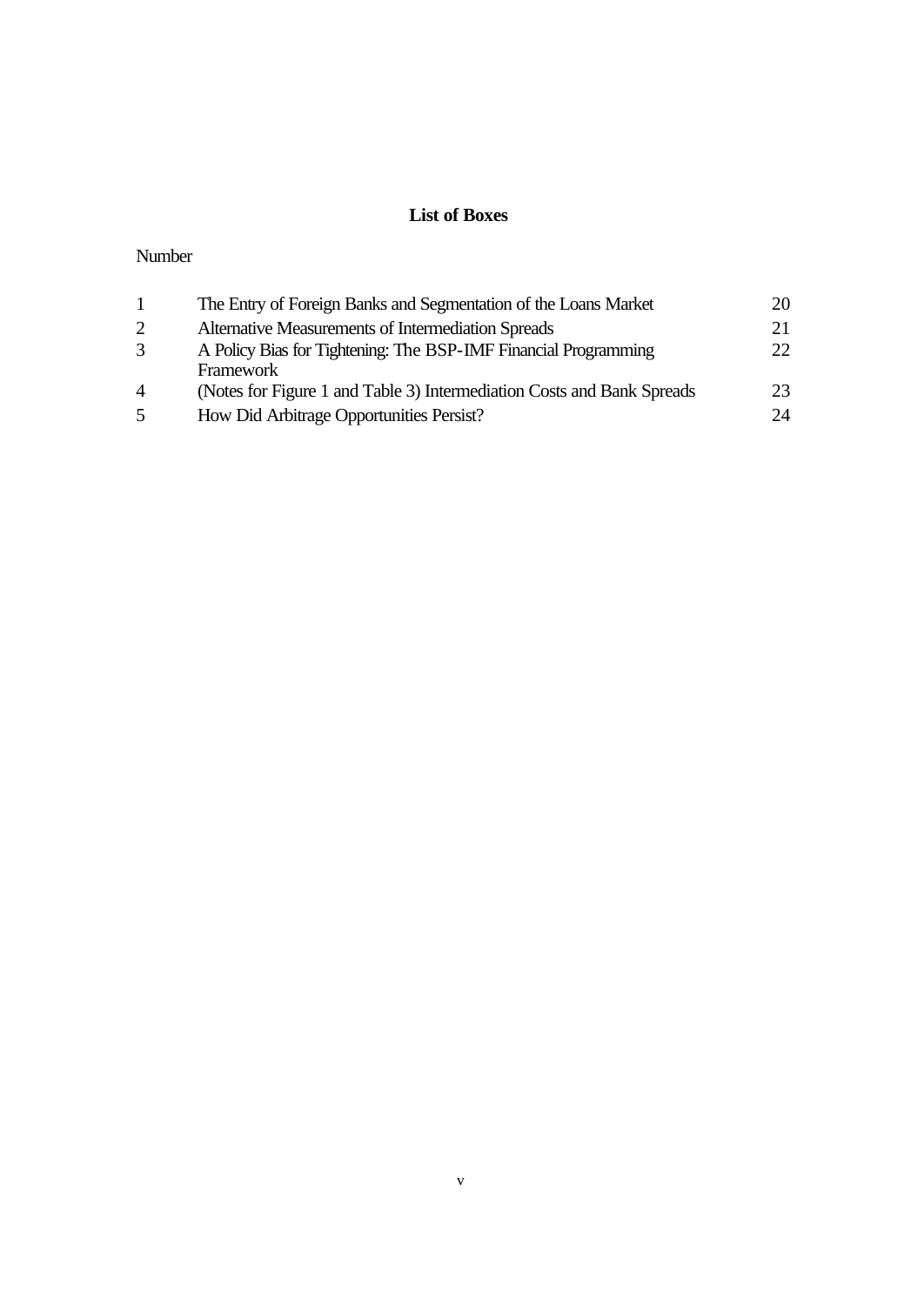# List of Boxes

| Number | | |
|---|---|---|
| 1 | The Entry of Foreign Banks and Segmentation of the Loans Market | 20 |
| 2 | Alternative Measurements of Intermediation Spreads | 21 |
| 3 | A Policy Bias for Tightening: The BSP-IMF Financial Programming Framework | 22 |
| 4 | (Notes for Figure 1 and Table 3) Intermediation Costs and Bank Spreads | 23 |
| 5 | How Did Arbitrage Opportunities Persist? | 24 |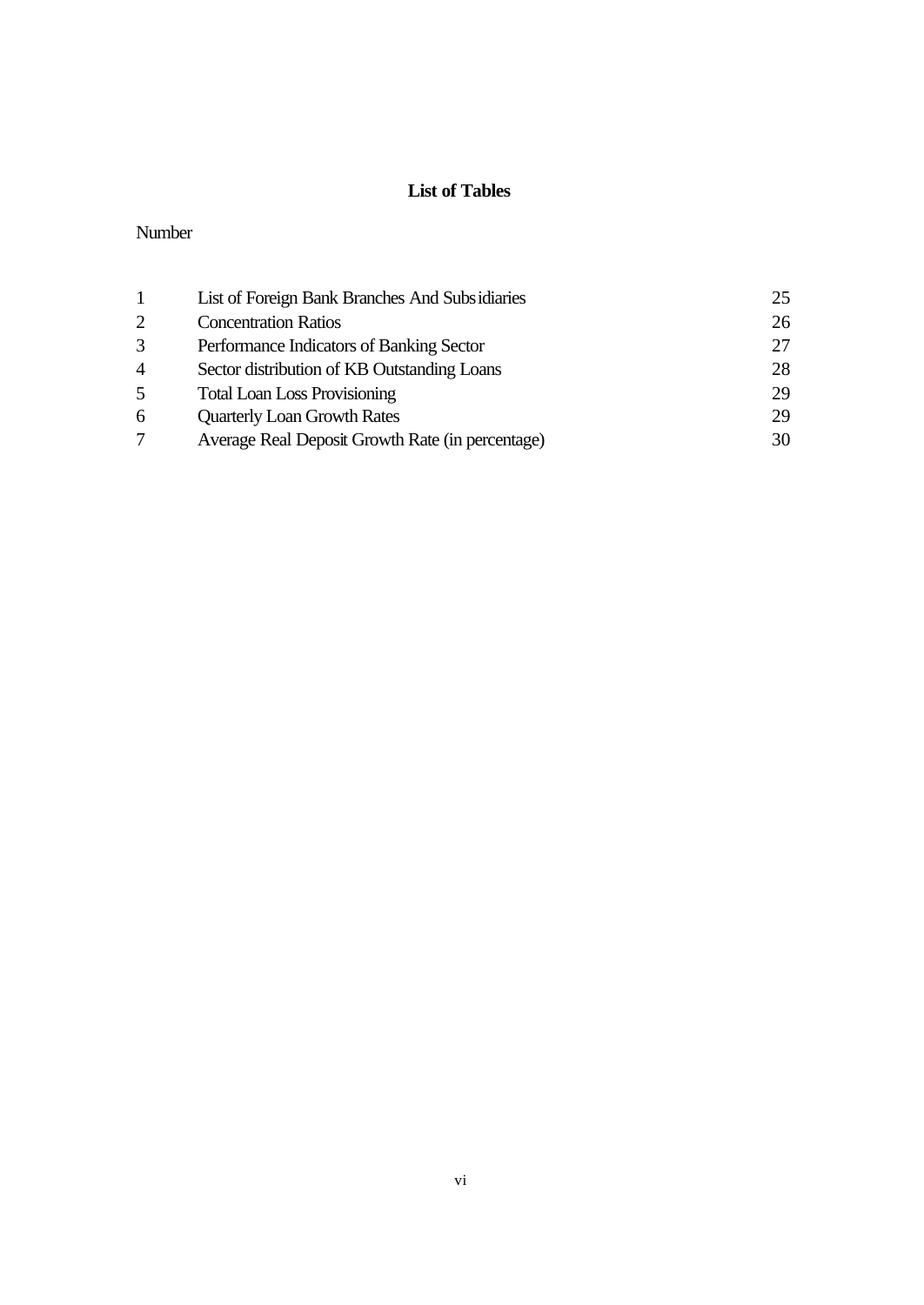# List of Tables

Number

| | | |
|---|---|---|
| 1 | List of Foreign Bank Branches And Subsidiaries | 25 |
| 2 | Concentration Ratios | 26 |
| 3 | Performance Indicators of Banking Sector | 27 |
| 4 | Sector distribution of KB Outstanding Loans | 28 |
| 5 | Total Loan Loss Provisioning | 29 |
| 6 | Quarterly Loan Growth Rates | 29 |
| 7 | Average Real Deposit Growth Rate (in percentage) | 30 |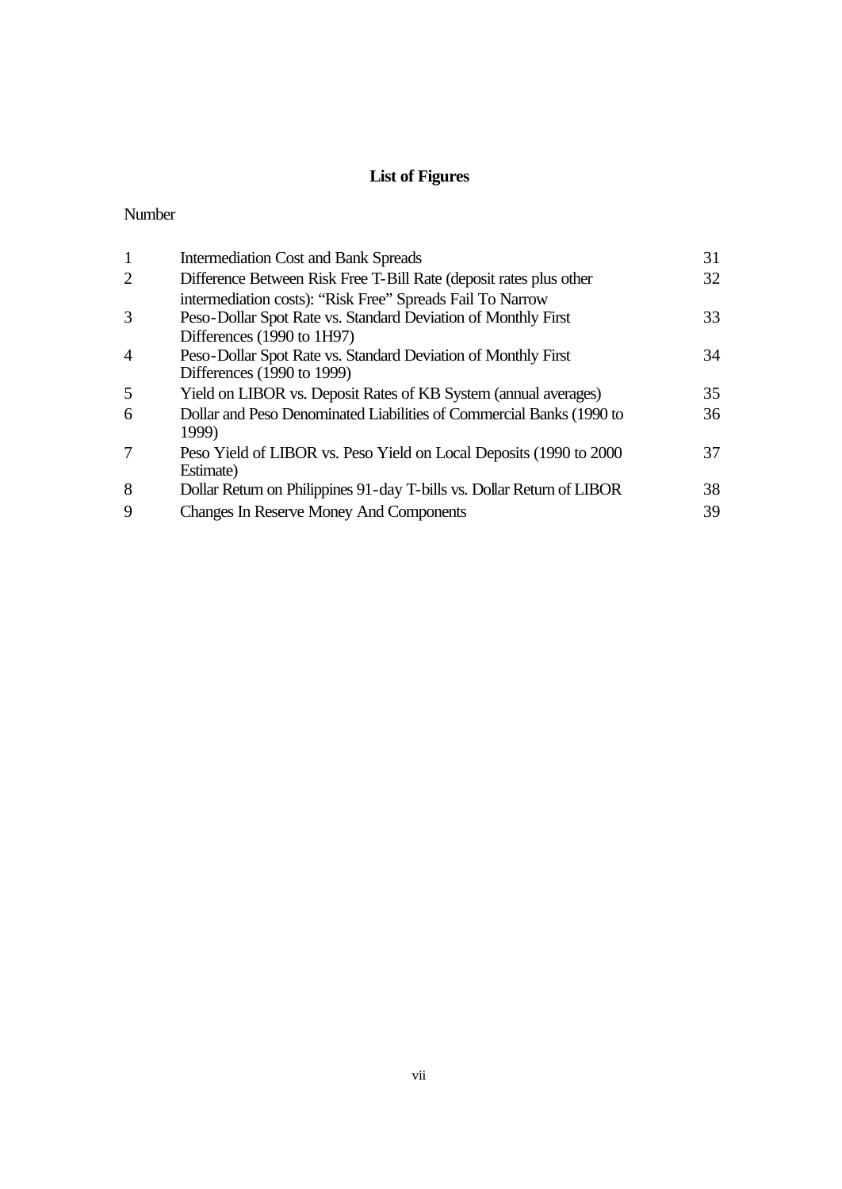# List of Figures

| Number | | |
|---|---|---|
| 1 | Intermediation Cost and Bank Spreads | 31 |
| 2 | Difference Between Risk Free T-Bill Rate (deposit rates plus other intermediation costs): "Risk Free" Spreads Fail To Narrow | 32 |
| 3 | Peso-Dollar Spot Rate vs. Standard Deviation of Monthly First Differences (1990 to 1H97) | 33 |
| 4 | Peso-Dollar Spot Rate vs. Standard Deviation of Monthly First Differences (1990 to 1999) | 34 |
| 5 | Yield on LIBOR vs. Deposit Rates of KB System (annual averages) | 35 |
| 6 | Dollar and Peso Denominated Liabilities of Commercial Banks (1990 to 1999) | 36 |
| 7 | Peso Yield of LIBOR vs. Peso Yield on Local Deposits (1990 to 2000 Estimate) | 37 |
| 8 | Dollar Return on Philippines 91-day T-bills vs. Dollar Return of LIBOR | 38 |
| 9 | Changes In Reserve Money And Components | 39 |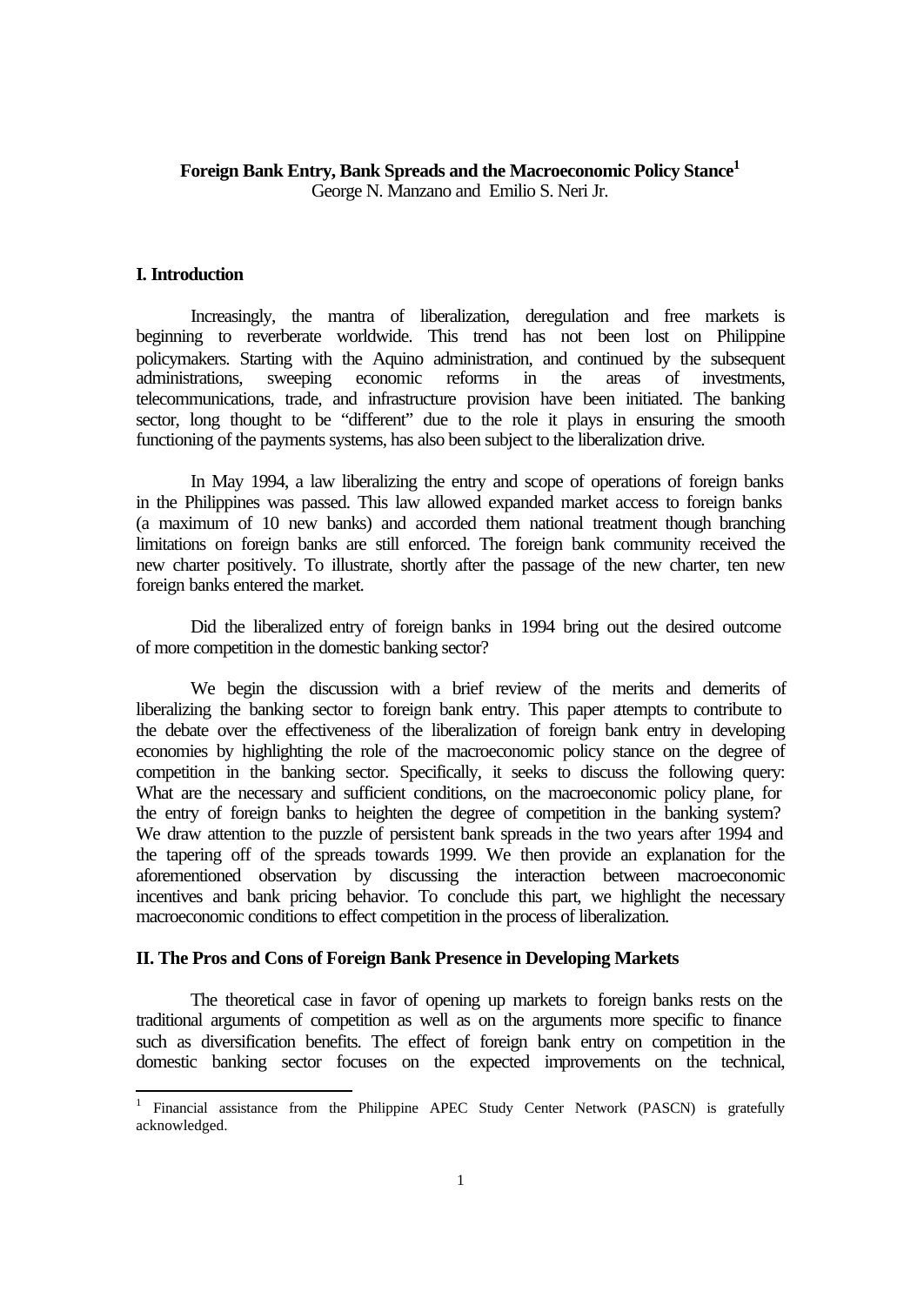**Foreign Bank Entry, Bank Spreads and the Macroeconomic Policy Stance**[1]
George N. Manzano and Emilio S. Neri Jr.

## I. Introduction

Increasingly, the mantra of liberalization, deregulation and free markets is beginning to reverberate worldwide. This trend has not been lost on Philippine policymakers. Starting with the Aquino administration, and continued by the subsequent administrations, sweeping economic reforms in the areas of investments, telecommunications, trade, and infrastructure provision have been initiated. The banking sector, long thought to be "different" due to the role it plays in ensuring the smooth functioning of the payments systems, has also been subject to the liberalization drive.

In May 1994, a law liberalizing the entry and scope of operations of foreign banks in the Philippines was passed. This law allowed expanded market access to foreign banks (a maximum of 10 new banks) and accorded them national treatment though branching limitations on foreign banks are still enforced. The foreign bank community received the new charter positively. To illustrate, shortly after the passage of the new charter, ten new foreign banks entered the market.

Did the liberalized entry of foreign banks in 1994 bring out the desired outcome of more competition in the domestic banking sector?

We begin the discussion with a brief review of the merits and demerits of liberalizing the banking sector to foreign bank entry. This paper attempts to contribute to the debate over the effectiveness of the liberalization of foreign bank entry in developing economies by highlighting the role of the macroeconomic policy stance on the degree of competition in the banking sector. Specifically, it seeks to discuss the following query: What are the necessary and sufficient conditions, on the macroeconomic policy plane, for the entry of foreign banks to heighten the degree of competition in the banking system? We draw attention to the puzzle of persistent bank spreads in the two years after 1994 and the tapering off of the spreads towards 1999. We then provide an explanation for the aforementioned observation by discussing the interaction between macroeconomic incentives and bank pricing behavior. To conclude this part, we highlight the necessary macroeconomic conditions to effect competition in the process of liberalization.

## II. The Pros and Cons of Foreign Bank Presence in Developing Markets

The theoretical case in favor of opening up markets to foreign banks rests on the traditional arguments of competition as well as on the arguments more specific to finance such as diversification benefits. The effect of foreign bank entry on competition in the domestic banking sector focuses on the expected improvements on the technical,

[1] Financial assistance from the Philippine APEC Study Center Network (PASCN) is gratefully acknowledged.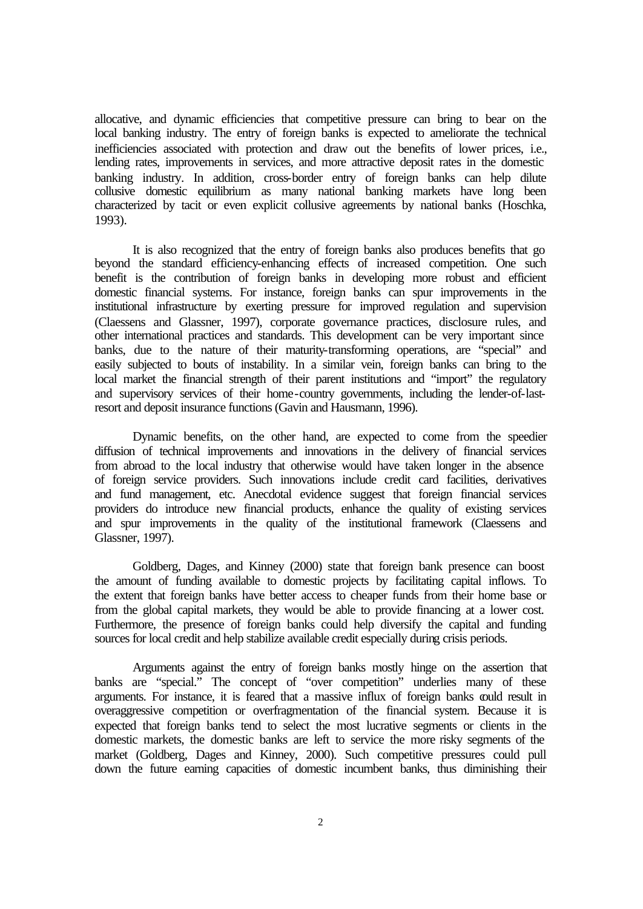allocative, and dynamic efficiencies that competitive pressure can bring to bear on the local banking industry. The entry of foreign banks is expected to ameliorate the technical inefficiencies associated with protection and draw out the benefits of lower prices, i.e., lending rates, improvements in services, and more attractive deposit rates in the domestic banking industry. In addition, cross-border entry of foreign banks can help dilute collusive domestic equilibrium as many national banking markets have long been characterized by tacit or even explicit collusive agreements by national banks (Hoschka, 1993).

It is also recognized that the entry of foreign banks also produces benefits that go beyond the standard efficiency-enhancing effects of increased competition. One such benefit is the contribution of foreign banks in developing more robust and efficient domestic financial systems. For instance, foreign banks can spur improvements in the institutional infrastructure by exerting pressure for improved regulation and supervision (Claessens and Glassner, 1997), corporate governance practices, disclosure rules, and other international practices and standards. This development can be very important since banks, due to the nature of their maturity-transforming operations, are "special" and easily subjected to bouts of instability. In a similar vein, foreign banks can bring to the local market the financial strength of their parent institutions and "import" the regulatory and supervisory services of their home-country governments, including the lender-of-last-resort and deposit insurance functions (Gavin and Hausmann, 1996).

Dynamic benefits, on the other hand, are expected to come from the speedier diffusion of technical improvements and innovations in the delivery of financial services from abroad to the local industry that otherwise would have taken longer in the absence of foreign service providers. Such innovations include credit card facilities, derivatives and fund management, etc. Anecdotal evidence suggest that foreign financial services providers do introduce new financial products, enhance the quality of existing services and spur improvements in the quality of the institutional framework (Claessens and Glassner, 1997).

Goldberg, Dages, and Kinney (2000) state that foreign bank presence can boost the amount of funding available to domestic projects by facilitating capital inflows. To the extent that foreign banks have better access to cheaper funds from their home base or from the global capital markets, they would be able to provide financing at a lower cost. Furthermore, the presence of foreign banks could help diversify the capital and funding sources for local credit and help stabilize available credit especially during crisis periods.

Arguments against the entry of foreign banks mostly hinge on the assertion that banks are "special." The concept of "over competition" underlies many of these arguments. For instance, it is feared that a massive influx of foreign banks could result in overaggressive competition or overfragmentation of the financial system. Because it is expected that foreign banks tend to select the most lucrative segments or clients in the domestic markets, the domestic banks are left to service the more risky segments of the market (Goldberg, Dages and Kinney, 2000). Such competitive pressures could pull down the future earning capacities of domestic incumbent banks, thus diminishing their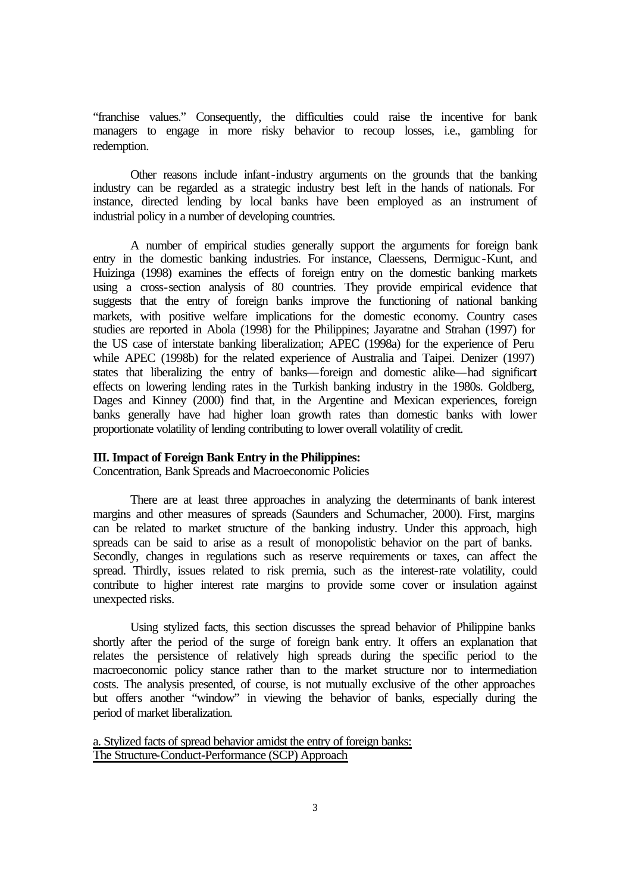"franchise values." Consequently, the difficulties could raise the incentive for bank managers to engage in more risky behavior to recoup losses, i.e., gambling for redemption.

Other reasons include infant-industry arguments on the grounds that the banking industry can be regarded as a strategic industry best left in the hands of nationals. For instance, directed lending by local banks have been employed as an instrument of industrial policy in a number of developing countries.

A number of empirical studies generally support the arguments for foreign bank entry in the domestic banking industries. For instance, Claessens, Dermiguc-Kunt, and Huizinga (1998) examines the effects of foreign entry on the domestic banking markets using a cross-section analysis of 80 countries. They provide empirical evidence that suggests that the entry of foreign banks improve the functioning of national banking markets, with positive welfare implications for the domestic economy. Country cases studies are reported in Abola (1998) for the Philippines; Jayaratne and Strahan (1997) for the US case of interstate banking liberalization; APEC (1998a) for the experience of Peru while APEC (1998b) for the related experience of Australia and Taipei. Denizer (1997) states that liberalizing the entry of banks—foreign and domestic alike—had significant effects on lowering lending rates in the Turkish banking industry in the 1980s. Goldberg, Dages and Kinney (2000) find that, in the Argentine and Mexican experiences, foreign banks generally have had higher loan growth rates than domestic banks with lower proportionate volatility of lending contributing to lower overall volatility of credit.

**III. Impact of Foreign Bank Entry in the Philippines:**
Concentration, Bank Spreads and Macroeconomic Policies

There are at least three approaches in analyzing the determinants of bank interest margins and other measures of spreads (Saunders and Schumacher, 2000). First, margins can be related to market structure of the banking industry. Under this approach, high spreads can be said to arise as a result of monopolistic behavior on the part of banks. Secondly, changes in regulations such as reserve requirements or taxes, can affect the spread. Thirdly, issues related to risk premia, such as the interest-rate volatility, could contribute to higher interest rate margins to provide some cover or insulation against unexpected risks.

Using stylized facts, this section discusses the spread behavior of Philippine banks shortly after the period of the surge of foreign bank entry. It offers an explanation that relates the persistence of relatively high spreads during the specific period to the macroeconomic policy stance rather than to the market structure nor to intermediation costs. The analysis presented, of course, is not mutually exclusive of the other approaches but offers another "window" in viewing the behavior of banks, especially during the period of market liberalization.

<u>a. Stylized facts of spread behavior amidst the entry of foreign banks:</u>
<u>The Structure-Conduct-Performance (SCP) Approach</u>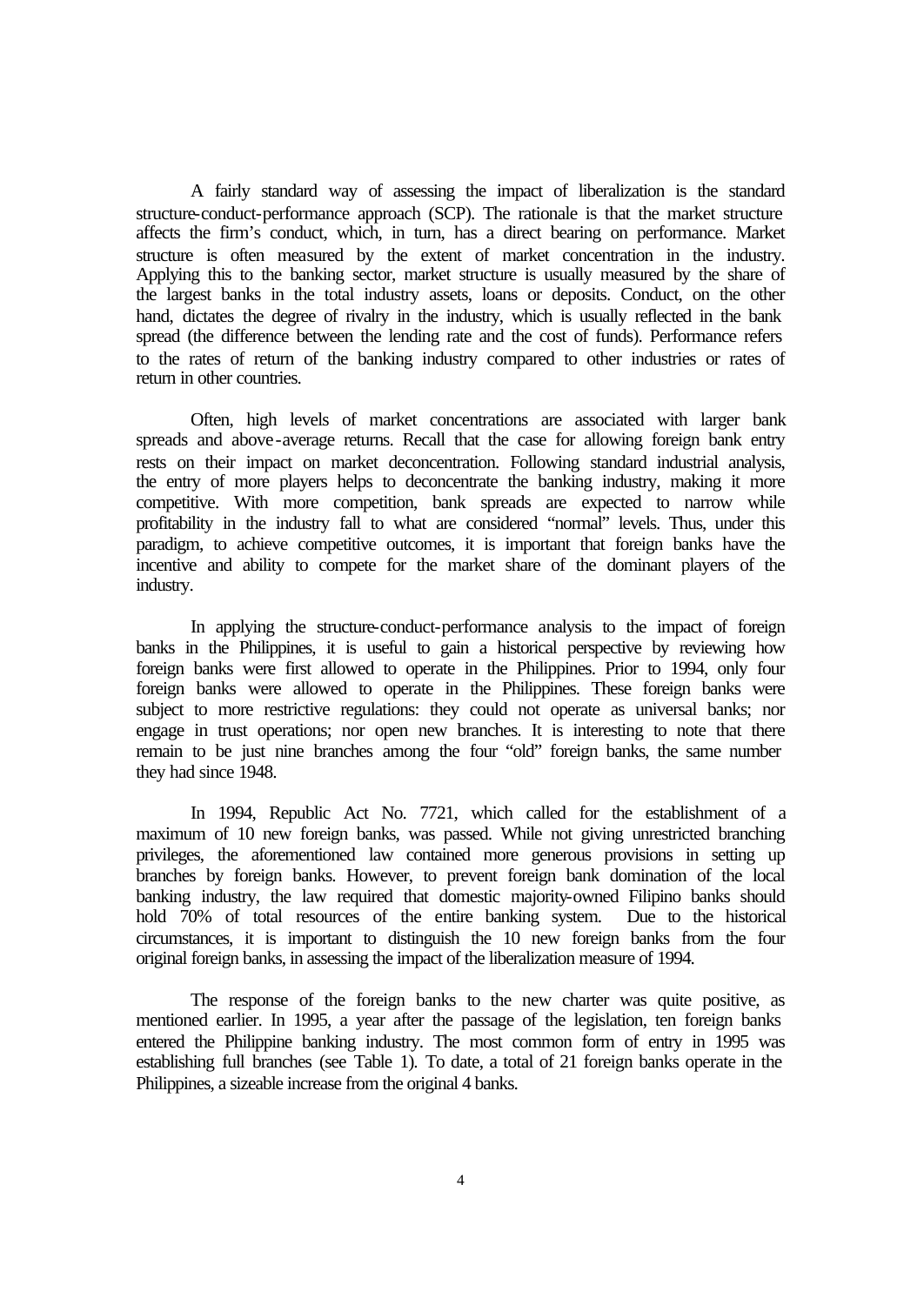A fairly standard way of assessing the impact of liberalization is the standard structure-conduct-performance approach (SCP). The rationale is that the market structure affects the firm's conduct, which, in turn, has a direct bearing on performance. Market structure is often measured by the extent of market concentration in the industry. Applying this to the banking sector, market structure is usually measured by the share of the largest banks in the total industry assets, loans or deposits. Conduct, on the other hand, dictates the degree of rivalry in the industry, which is usually reflected in the bank spread (the difference between the lending rate and the cost of funds). Performance refers to the rates of return of the banking industry compared to other industries or rates of return in other countries.

Often, high levels of market concentrations are associated with larger bank spreads and above-average returns. Recall that the case for allowing foreign bank entry rests on their impact on market deconcentration. Following standard industrial analysis, the entry of more players helps to deconcentrate the banking industry, making it more competitive. With more competition, bank spreads are expected to narrow while profitability in the industry fall to what are considered "normal" levels. Thus, under this paradigm, to achieve competitive outcomes, it is important that foreign banks have the incentive and ability to compete for the market share of the dominant players of the industry.

In applying the structure-conduct-performance analysis to the impact of foreign banks in the Philippines, it is useful to gain a historical perspective by reviewing how foreign banks were first allowed to operate in the Philippines. Prior to 1994, only four foreign banks were allowed to operate in the Philippines. These foreign banks were subject to more restrictive regulations: they could not operate as universal banks; nor engage in trust operations; nor open new branches. It is interesting to note that there remain to be just nine branches among the four "old" foreign banks, the same number they had since 1948.

In 1994, Republic Act No. 7721, which called for the establishment of a maximum of 10 new foreign banks, was passed. While not giving unrestricted branching privileges, the aforementioned law contained more generous provisions in setting up branches by foreign banks. However, to prevent foreign bank domination of the local banking industry, the law required that domestic majority-owned Filipino banks should hold 70% of total resources of the entire banking system. Due to the historical circumstances, it is important to distinguish the 10 new foreign banks from the four original foreign banks, in assessing the impact of the liberalization measure of 1994.

The response of the foreign banks to the new charter was quite positive, as mentioned earlier. In 1995, a year after the passage of the legislation, ten foreign banks entered the Philippine banking industry. The most common form of entry in 1995 was establishing full branches (see Table 1). To date, a total of 21 foreign banks operate in the Philippines, a sizeable increase from the original 4 banks.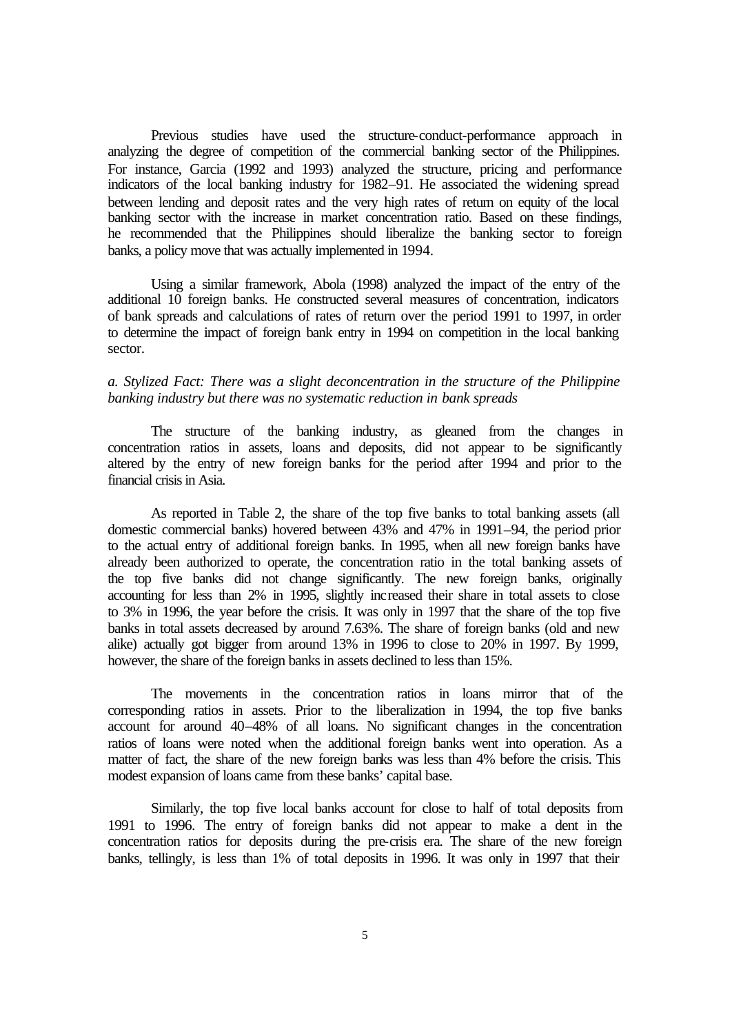Previous studies have used the structure-conduct-performance approach in analyzing the degree of competition of the commercial banking sector of the Philippines. For instance, Garcia (1992 and 1993) analyzed the structure, pricing and performance indicators of the local banking industry for 1982–91. He associated the widening spread between lending and deposit rates and the very high rates of return on equity of the local banking sector with the increase in market concentration ratio. Based on these findings, he recommended that the Philippines should liberalize the banking sector to foreign banks, a policy move that was actually implemented in 1994.

Using a similar framework, Abola (1998) analyzed the impact of the entry of the additional 10 foreign banks. He constructed several measures of concentration, indicators of bank spreads and calculations of rates of return over the period 1991 to 1997, in order to determine the impact of foreign bank entry in 1994 on competition in the local banking sector.

*a. Stylized Fact: There was a slight deconcentration in the structure of the Philippine banking industry but there was no systematic reduction in bank spreads*

The structure of the banking industry, as gleaned from the changes in concentration ratios in assets, loans and deposits, did not appear to be significantly altered by the entry of new foreign banks for the period after 1994 and prior to the financial crisis in Asia.

As reported in Table 2, the share of the top five banks to total banking assets (all domestic commercial banks) hovered between 43% and 47% in 1991–94, the period prior to the actual entry of additional foreign banks. In 1995, when all new foreign banks have already been authorized to operate, the concentration ratio in the total banking assets of the top five banks did not change significantly. The new foreign banks, originally accounting for less than 2% in 1995, slightly increased their share in total assets to close to 3% in 1996, the year before the crisis. It was only in 1997 that the share of the top five banks in total assets decreased by around 7.63%. The share of foreign banks (old and new alike) actually got bigger from around 13% in 1996 to close to 20% in 1997. By 1999, however, the share of the foreign banks in assets declined to less than 15%.

The movements in the concentration ratios in loans mirror that of the corresponding ratios in assets. Prior to the liberalization in 1994, the top five banks account for around 40–48% of all loans. No significant changes in the concentration ratios of loans were noted when the additional foreign banks went into operation. As a matter of fact, the share of the new foreign banks was less than 4% before the crisis. This modest expansion of loans came from these banks' capital base.

Similarly, the top five local banks account for close to half of total deposits from 1991 to 1996. The entry of foreign banks did not appear to make a dent in the concentration ratios for deposits during the pre-crisis era. The share of the new foreign banks, tellingly, is less than 1% of total deposits in 1996. It was only in 1997 that their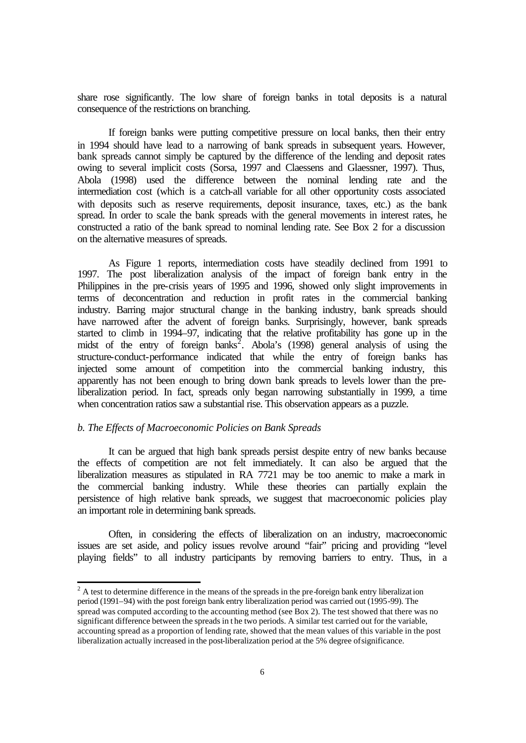share rose significantly. The low share of foreign banks in total deposits is a natural consequence of the restrictions on branching.

If foreign banks were putting competitive pressure on local banks, then their entry in 1994 should have lead to a narrowing of bank spreads in subsequent years. However, bank spreads cannot simply be captured by the difference of the lending and deposit rates owing to several implicit costs (Sorsa, 1997 and Claessens and Glaessner, 1997). Thus, Abola (1998) used the difference between the nominal lending rate and the intermediation cost (which is a catch-all variable for all other opportunity costs associated with deposits such as reserve requirements, deposit insurance, taxes, etc.) as the bank spread. In order to scale the bank spreads with the general movements in interest rates, he constructed a ratio of the bank spread to nominal lending rate. See Box 2 for a discussion on the alternative measures of spreads.

As Figure 1 reports, intermediation costs have steadily declined from 1991 to 1997. The post liberalization analysis of the impact of foreign bank entry in the Philippines in the pre-crisis years of 1995 and 1996, showed only slight improvements in terms of deconcentration and reduction in profit rates in the commercial banking industry. Barring major structural change in the banking industry, bank spreads should have narrowed after the advent of foreign banks. Surprisingly, however, bank spreads started to climb in 1994–97, indicating that the relative profitability has gone up in the midst of the entry of foreign banks[2]. Abola's (1998) general analysis of using the structure-conduct-performance indicated that while the entry of foreign banks has injected some amount of competition into the commercial banking industry, this apparently has not been enough to bring down bank spreads to levels lower than the pre-liberalization period. In fact, spreads only began narrowing substantially in 1999, a time when concentration ratios saw a substantial rise. This observation appears as a puzzle.

*b. The Effects of Macroeconomic Policies on Bank Spreads*

It can be argued that high bank spreads persist despite entry of new banks because the effects of competition are not felt immediately. It can also be argued that the liberalization measures as stipulated in RA 7721 may be too anemic to make a mark in the commercial banking industry. While these theories can partially explain the persistence of high relative bank spreads, we suggest that macroeconomic policies play an important role in determining bank spreads.

Often, in considering the effects of liberalization on an industry, macroeconomic issues are set aside, and policy issues revolve around "fair" pricing and providing "level playing fields" to all industry participants by removing barriers to entry. Thus, in a

---

[2] A test to determine difference in the means of the spreads in the pre-foreign bank entry liberalization period (1991–94) with the post foreign bank entry liberalization period was carried out (1995-99). The spread was computed according to the accounting method (see Box 2). The test showed that there was no significant difference between the spreads in the two periods. A similar test carried out for the variable, accounting spread as a proportion of lending rate, showed that the mean values of this variable in the post liberalization actually increased in the post-liberalization period at the 5% degree of significance.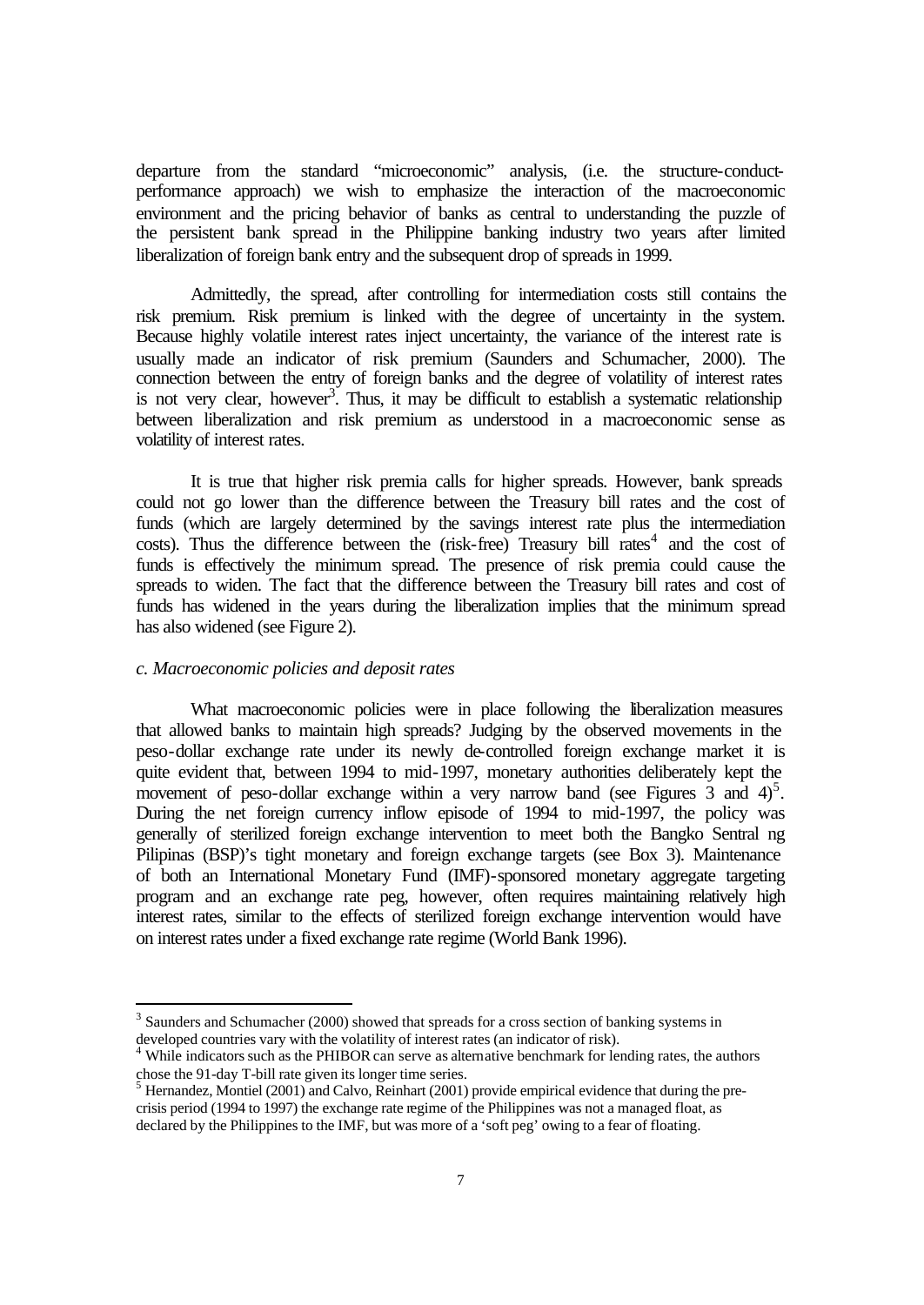departure from the standard "microeconomic" analysis, (i.e. the structure-conduct-performance approach) we wish to emphasize the interaction of the macroeconomic environment and the pricing behavior of banks as central to understanding the puzzle of the persistent bank spread in the Philippine banking industry two years after limited liberalization of foreign bank entry and the subsequent drop of spreads in 1999.

Admittedly, the spread, after controlling for intermediation costs still contains the risk premium. Risk premium is linked with the degree of uncertainty in the system. Because highly volatile interest rates inject uncertainty, the variance of the interest rate is usually made an indicator of risk premium (Saunders and Schumacher, 2000). The connection between the entry of foreign banks and the degree of volatility of interest rates is not very clear, however[3]. Thus, it may be difficult to establish a systematic relationship between liberalization and risk premium as understood in a macroeconomic sense as volatility of interest rates.

It is true that higher risk premia calls for higher spreads. However, bank spreads could not go lower than the difference between the Treasury bill rates and the cost of funds (which are largely determined by the savings interest rate plus the intermediation costs). Thus the difference between the (risk-free) Treasury bill rates[4] and the cost of funds is effectively the minimum spread. The presence of risk premia could cause the spreads to widen. The fact that the difference between the Treasury bill rates and cost of funds has widened in the years during the liberalization implies that the minimum spread has also widened (see Figure 2).

### *c. Macroeconomic policies and deposit rates*

What macroeconomic policies were in place following the liberalization measures that allowed banks to maintain high spreads? Judging by the observed movements in the peso-dollar exchange rate under its newly de-controlled foreign exchange market it is quite evident that, between 1994 to mid-1997, monetary authorities deliberately kept the movement of peso-dollar exchange within a very narrow band (see Figures 3 and 4)[5]. During the net foreign currency inflow episode of 1994 to mid-1997, the policy was generally of sterilized foreign exchange intervention to meet both the Bangko Sentral ng Pilipinas (BSP)'s tight monetary and foreign exchange targets (see Box 3). Maintenance of both an International Monetary Fund (IMF)-sponsored monetary aggregate targeting program and an exchange rate peg, however, often requires maintaining relatively high interest rates, similar to the effects of sterilized foreign exchange intervention would have on interest rates under a fixed exchange rate regime (World Bank 1996).

---

[3] Saunders and Schumacher (2000) showed that spreads for a cross section of banking systems in developed countries vary with the volatility of interest rates (an indicator of risk).

[4] While indicators such as the PHIBOR can serve as alternative benchmark for lending rates, the authors chose the 91-day T-bill rate given its longer time series.

[5] Hernandez, Montiel (2001) and Calvo, Reinhart (2001) provide empirical evidence that during the pre-crisis period (1994 to 1997) the exchange rate regime of the Philippines was not a managed float, as declared by the Philippines to the IMF, but was more of a 'soft peg' owing to a fear of floating.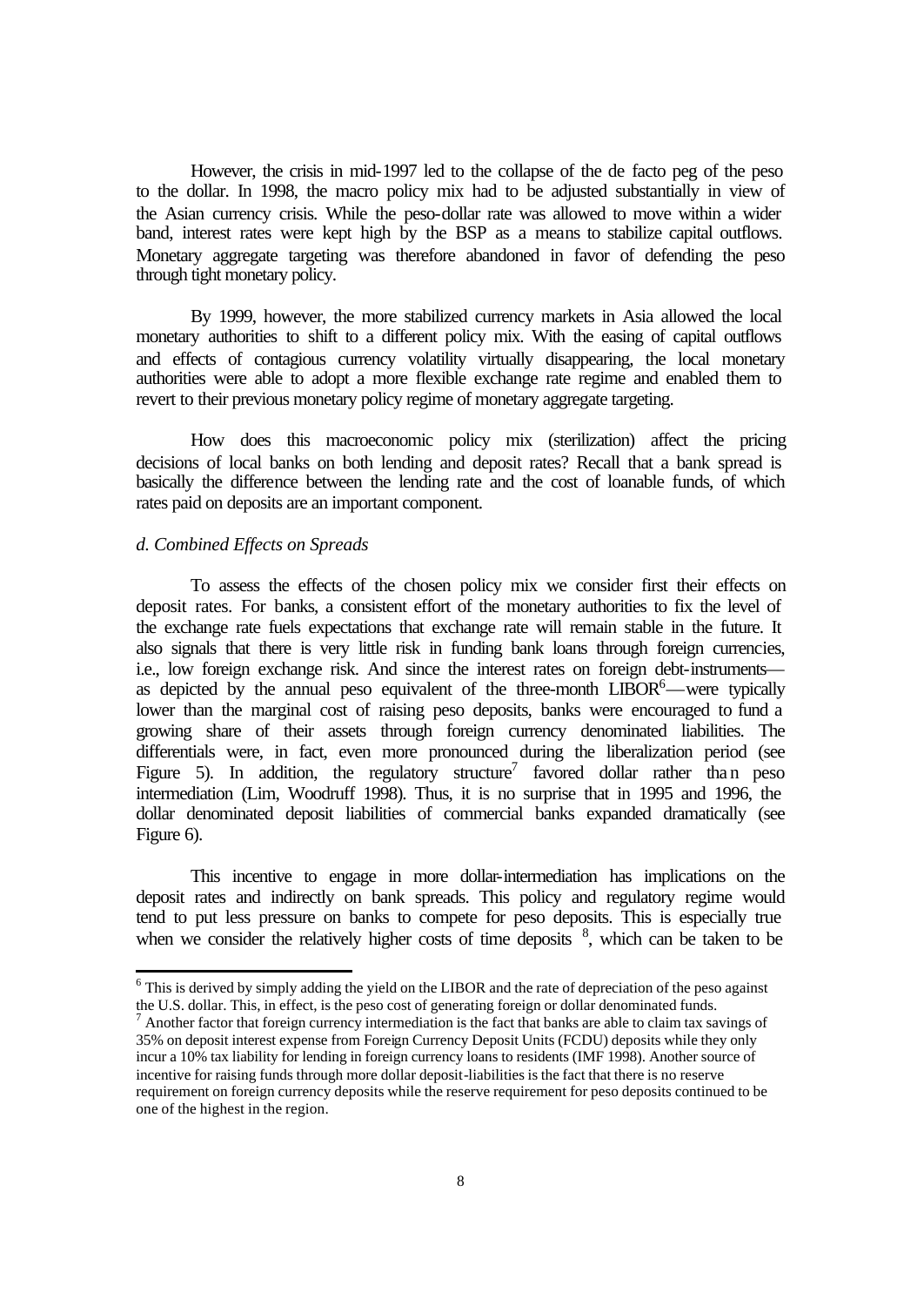However, the crisis in mid-1997 led to the collapse of the de facto peg of the peso to the dollar. In 1998, the macro policy mix had to be adjusted substantially in view of the Asian currency crisis. While the peso-dollar rate was allowed to move within a wider band, interest rates were kept high by the BSP as a means to stabilize capital outflows. Monetary aggregate targeting was therefore abandoned in favor of defending the peso through tight monetary policy.

By 1999, however, the more stabilized currency markets in Asia allowed the local monetary authorities to shift to a different policy mix. With the easing of capital outflows and effects of contagious currency volatility virtually disappearing, the local monetary authorities were able to adopt a more flexible exchange rate regime and enabled them to revert to their previous monetary policy regime of monetary aggregate targeting.

How does this macroeconomic policy mix (sterilization) affect the pricing decisions of local banks on both lending and deposit rates? Recall that a bank spread is basically the difference between the lending rate and the cost of loanable funds, of which rates paid on deposits are an important component.

*d. Combined Effects on Spreads*

To assess the effects of the chosen policy mix we consider first their effects on deposit rates. For banks, a consistent effort of the monetary authorities to fix the level of the exchange rate fuels expectations that exchange rate will remain stable in the future. It also signals that there is very little risk in funding bank loans through foreign currencies, i.e., low foreign exchange risk. And since the interest rates on foreign debt-instruments—as depicted by the annual peso equivalent of the three-month LIBOR[6]—were typically lower than the marginal cost of raising peso deposits, banks were encouraged to fund a growing share of their assets through foreign currency denominated liabilities. The differentials were, in fact, even more pronounced during the liberalization period (see Figure 5). In addition, the regulatory structure[7] favored dollar rather than peso intermediation (Lim, Woodruff 1998). Thus, it is no surprise that in 1995 and 1996, the dollar denominated deposit liabilities of commercial banks expanded dramatically (see Figure 6).

This incentive to engage in more dollar-intermediation has implications on the deposit rates and indirectly on bank spreads. This policy and regulatory regime would tend to put less pressure on banks to compete for peso deposits. This is especially true when we consider the relatively higher costs of time deposits [8], which can be taken to be

---

[6] This is derived by simply adding the yield on the LIBOR and the rate of depreciation of the peso against the U.S. dollar. This, in effect, is the peso cost of generating foreign or dollar denominated funds.

[7] Another factor that foreign currency intermediation is the fact that banks are able to claim tax savings of 35% on deposit interest expense from Foreign Currency Deposit Units (FCDU) deposits while they only incur a 10% tax liability for lending in foreign currency loans to residents (IMF 1998). Another source of incentive for raising funds through more dollar deposit-liabilities is the fact that there is no reserve requirement on foreign currency deposits while the reserve requirement for peso deposits continued to be one of the highest in the region.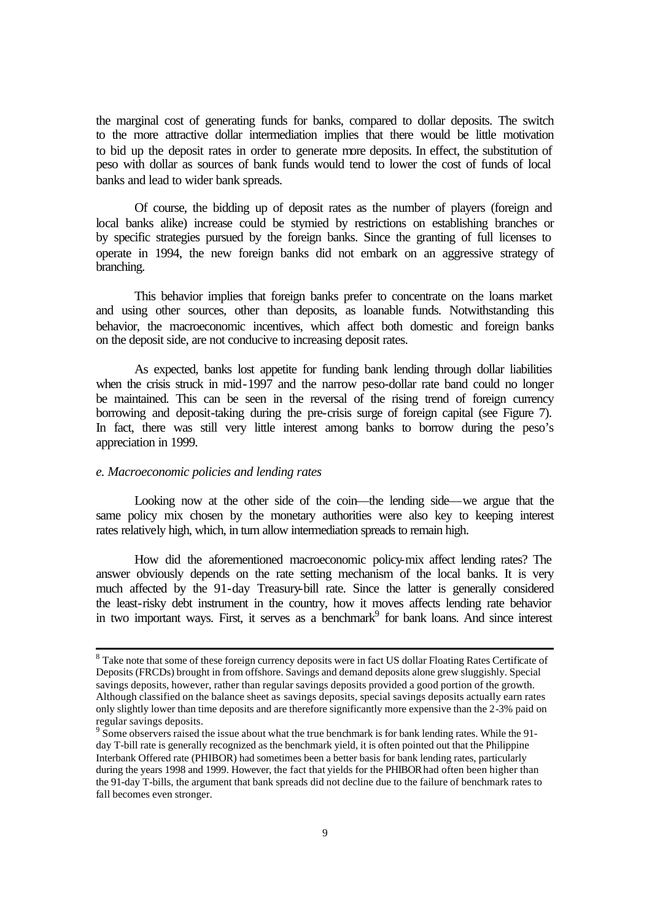the marginal cost of generating funds for banks, compared to dollar deposits. The switch to the more attractive dollar intermediation implies that there would be little motivation to bid up the deposit rates in order to generate more deposits. In effect, the substitution of peso with dollar as sources of bank funds would tend to lower the cost of funds of local banks and lead to wider bank spreads.

Of course, the bidding up of deposit rates as the number of players (foreign and local banks alike) increase could be stymied by restrictions on establishing branches or by specific strategies pursued by the foreign banks. Since the granting of full licenses to operate in 1994, the new foreign banks did not embark on an aggressive strategy of branching.

This behavior implies that foreign banks prefer to concentrate on the loans market and using other sources, other than deposits, as loanable funds. Notwithstanding this behavior, the macroeconomic incentives, which affect both domestic and foreign banks on the deposit side, are not conducive to increasing deposit rates.

As expected, banks lost appetite for funding bank lending through dollar liabilities when the crisis struck in mid-1997 and the narrow peso-dollar rate band could no longer be maintained. This can be seen in the reversal of the rising trend of foreign currency borrowing and deposit-taking during the pre-crisis surge of foreign capital (see Figure 7). In fact, there was still very little interest among banks to borrow during the peso's appreciation in 1999.

*e. Macroeconomic policies and lending rates*

Looking now at the other side of the coin—the lending side—we argue that the same policy mix chosen by the monetary authorities were also key to keeping interest rates relatively high, which, in turn allow intermediation spreads to remain high.

How did the aforementioned macroeconomic policy-mix affect lending rates? The answer obviously depends on the rate setting mechanism of the local banks. It is very much affected by the 91-day Treasury-bill rate. Since the latter is generally considered the least-risky debt instrument in the country, how it moves affects lending rate behavior in two important ways. First, it serves as a benchmark[9] for bank loans. And since interest

---

[8] Take note that some of these foreign currency deposits were in fact US dollar Floating Rates Certificate of Deposits (FRCDs) brought in from offshore. Savings and demand deposits alone grew sluggishly. Special savings deposits, however, rather than regular savings deposits provided a good portion of the growth. Although classified on the balance sheet as savings deposits, special savings deposits actually earn rates only slightly lower than time deposits and are therefore significantly more expensive than the 2-3% paid on regular savings deposits.

[9] Some observers raised the issue about what the true benchmark is for bank lending rates. While the 91-day T-bill rate is generally recognized as the benchmark yield, it is often pointed out that the Philippine Interbank Offered rate (PHIBOR) had sometimes been a better basis for bank lending rates, particularly during the years 1998 and 1999. However, the fact that yields for the PHIBOR had often been higher than the 91-day T-bills, the argument that bank spreads did not decline due to the failure of benchmark rates to fall becomes even stronger.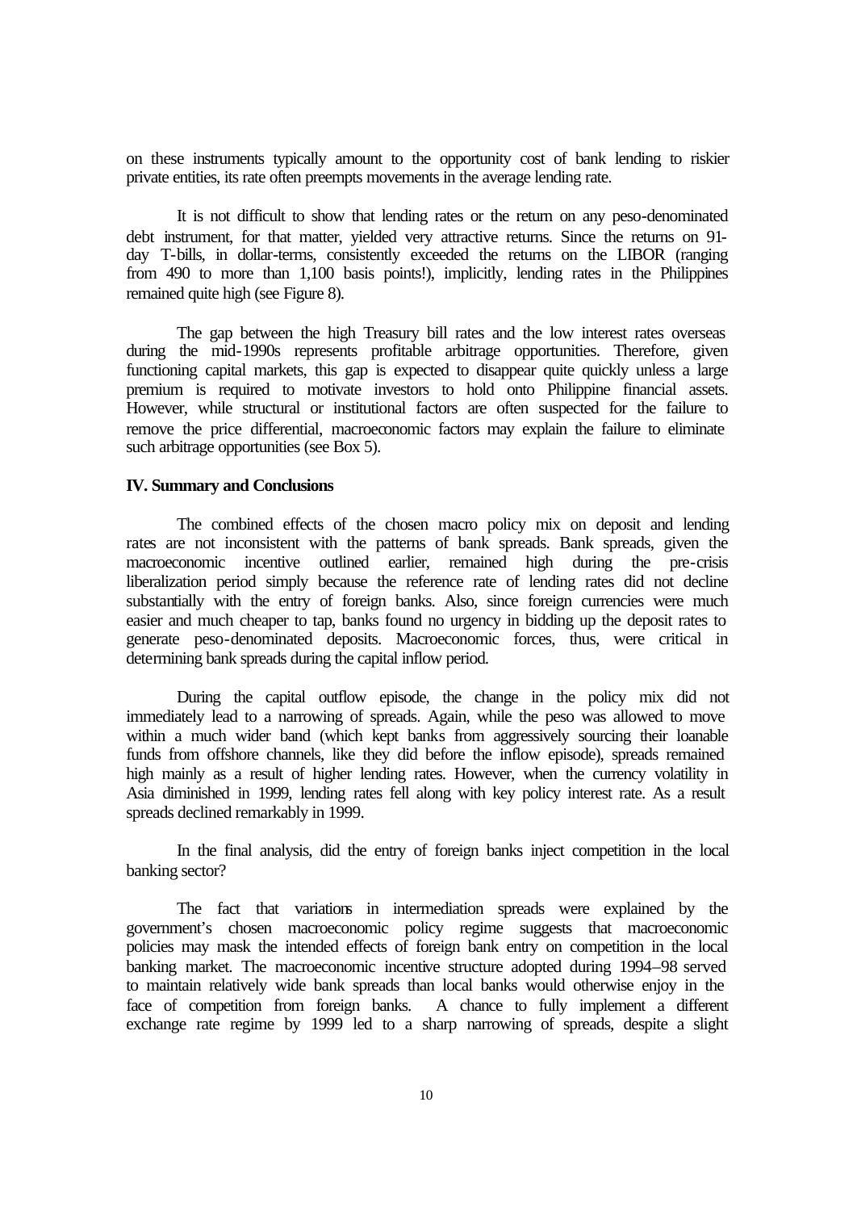on these instruments typically amount to the opportunity cost of bank lending to riskier private entities, its rate often preempts movements in the average lending rate.

It is not difficult to show that lending rates or the return on any peso-denominated debt instrument, for that matter, yielded very attractive returns. Since the returns on 91-day T-bills, in dollar-terms, consistently exceeded the returns on the LIBOR (ranging from 490 to more than 1,100 basis points!), implicitly, lending rates in the Philippines remained quite high (see Figure 8).

The gap between the high Treasury bill rates and the low interest rates overseas during the mid-1990s represents profitable arbitrage opportunities. Therefore, given functioning capital markets, this gap is expected to disappear quite quickly unless a large premium is required to motivate investors to hold onto Philippine financial assets. However, while structural or institutional factors are often suspected for the failure to remove the price differential, macroeconomic factors may explain the failure to eliminate such arbitrage opportunities (see Box 5).

## IV. Summary and Conclusions

The combined effects of the chosen macro policy mix on deposit and lending rates are not inconsistent with the patterns of bank spreads. Bank spreads, given the macroeconomic incentive outlined earlier, remained high during the pre-crisis liberalization period simply because the reference rate of lending rates did not decline substantially with the entry of foreign banks. Also, since foreign currencies were much easier and much cheaper to tap, banks found no urgency in bidding up the deposit rates to generate peso-denominated deposits. Macroeconomic forces, thus, were critical in determining bank spreads during the capital inflow period.

During the capital outflow episode, the change in the policy mix did not immediately lead to a narrowing of spreads. Again, while the peso was allowed to move within a much wider band (which kept banks from aggressively sourcing their loanable funds from offshore channels, like they did before the inflow episode), spreads remained high mainly as a result of higher lending rates. However, when the currency volatility in Asia diminished in 1999, lending rates fell along with key policy interest rate. As a result spreads declined remarkably in 1999.

In the final analysis, did the entry of foreign banks inject competition in the local banking sector?

The fact that variations in intermediation spreads were explained by the government's chosen macroeconomic policy regime suggests that macroeconomic policies may mask the intended effects of foreign bank entry on competition in the local banking market. The macroeconomic incentive structure adopted during 1994–98 served to maintain relatively wide bank spreads than local banks would otherwise enjoy in the face of competition from foreign banks. A chance to fully implement a different exchange rate regime by 1999 led to a sharp narrowing of spreads, despite a slight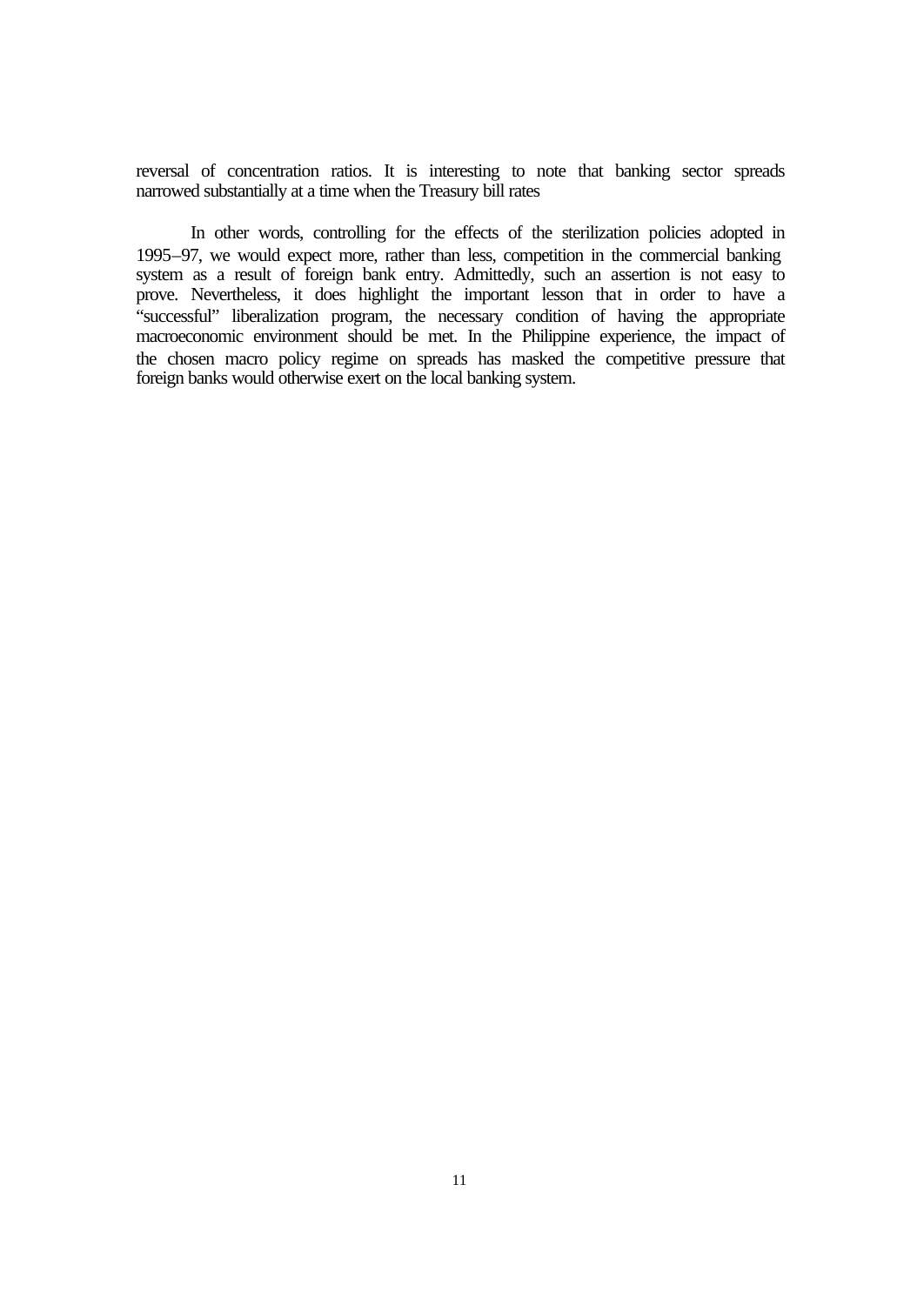reversal of concentration ratios. It is interesting to note that banking sector spreads narrowed substantially at a time when the Treasury bill rates

In other words, controlling for the effects of the sterilization policies adopted in 1995–97, we would expect more, rather than less, competition in the commercial banking system as a result of foreign bank entry. Admittedly, such an assertion is not easy to prove. Nevertheless, it does highlight the important lesson that in order to have a "successful" liberalization program, the necessary condition of having the appropriate macroeconomic environment should be met. In the Philippine experience, the impact of the chosen macro policy regime on spreads has masked the competitive pressure that foreign banks would otherwise exert on the local banking system.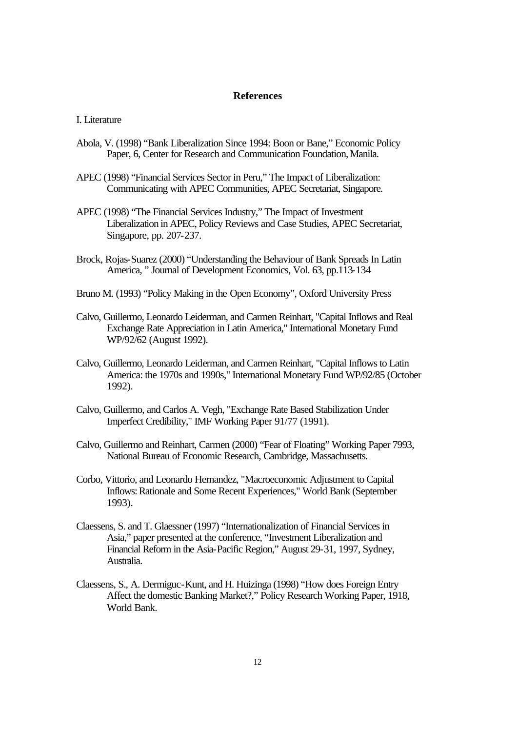## References

I. Literature

Abola, V. (1998) "Bank Liberalization Since 1994: Boon or Bane," Economic Policy Paper, 6, Center for Research and Communication Foundation, Manila.

APEC (1998) "Financial Services Sector in Peru," The Impact of Liberalization: Communicating with APEC Communities, APEC Secretariat, Singapore.

APEC (1998) "The Financial Services Industry," The Impact of Investment Liberalization in APEC, Policy Reviews and Case Studies, APEC Secretariat, Singapore, pp. 207-237.

Brock, Rojas-Suarez (2000) "Understanding the Behaviour of Bank Spreads In Latin America, " Journal of Development Economics, Vol. 63, pp.113-134

Bruno M. (1993) "Policy Making in the Open Economy", Oxford University Press

Calvo, Guillermo, Leonardo Leiderman, and Carmen Reinhart, "Capital Inflows and Real Exchange Rate Appreciation in Latin America," International Monetary Fund WP/92/62 (August 1992).

Calvo, Guillermo, Leonardo Leiderman, and Carmen Reinhart, "Capital Inflows to Latin America: the 1970s and 1990s," International Monetary Fund WP/92/85 (October 1992).

Calvo, Guillermo, and Carlos A. Vegh, "Exchange Rate Based Stabilization Under Imperfect Credibility," IMF Working Paper 91/77 (1991).

Calvo, Guillermo and Reinhart, Carmen (2000) "Fear of Floating" Working Paper 7993, National Bureau of Economic Research, Cambridge, Massachusetts.

Corbo, Vittorio, and Leonardo Hernandez, "Macroeconomic Adjustment to Capital Inflows: Rationale and Some Recent Experiences," World Bank (September 1993).

Claessens, S. and T. Glaessner (1997) "Internationalization of Financial Services in Asia," paper presented at the conference, "Investment Liberalization and Financial Reform in the Asia-Pacific Region," August 29-31, 1997, Sydney, Australia.

Claessens, S., A. Dermiguc-Kunt, and H. Huizinga (1998) "How does Foreign Entry Affect the domestic Banking Market?," Policy Research Working Paper, 1918, World Bank.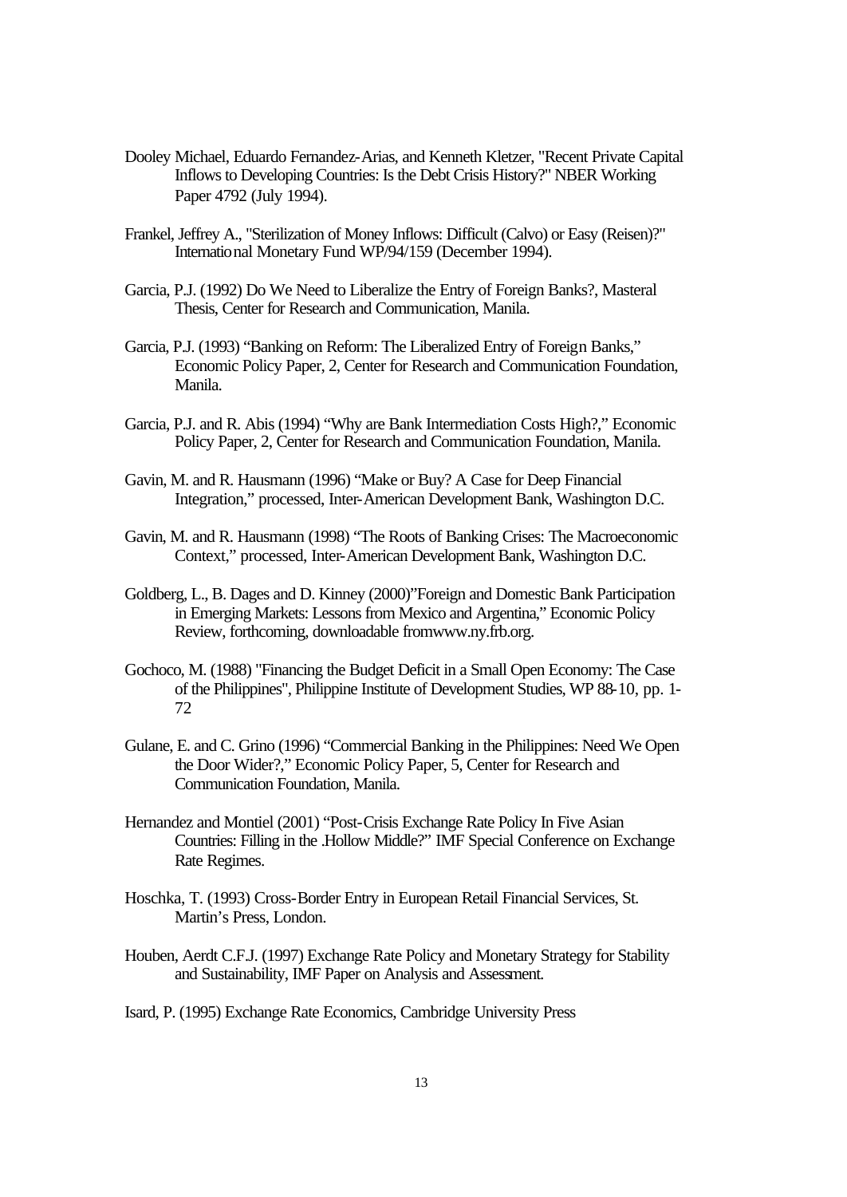Dooley Michael, Eduardo Fernandez-Arias, and Kenneth Kletzer, "Recent Private Capital Inflows to Developing Countries: Is the Debt Crisis History?" NBER Working Paper 4792 (July 1994).

Frankel, Jeffrey A., "Sterilization of Money Inflows: Difficult (Calvo) or Easy (Reisen)?" International Monetary Fund WP/94/159 (December 1994).

Garcia, P.J. (1992) Do We Need to Liberalize the Entry of Foreign Banks?, Masteral Thesis, Center for Research and Communication, Manila.

Garcia, P.J. (1993) "Banking on Reform: The Liberalized Entry of Foreign Banks," Economic Policy Paper, 2, Center for Research and Communication Foundation, Manila.

Garcia, P.J. and R. Abis (1994) "Why are Bank Intermediation Costs High?," Economic Policy Paper, 2, Center for Research and Communication Foundation, Manila.

Gavin, M. and R. Hausmann (1996) "Make or Buy? A Case for Deep Financial Integration," processed, Inter-American Development Bank, Washington D.C.

Gavin, M. and R. Hausmann (1998) "The Roots of Banking Crises: The Macroeconomic Context," processed, Inter-American Development Bank, Washington D.C.

Goldberg, L., B. Dages and D. Kinney (2000)"Foreign and Domestic Bank Participation in Emerging Markets: Lessons from Mexico and Argentina," Economic Policy Review, forthcoming, downloadable fromwww.ny.frb.org.

Gochoco, M. (1988) "Financing the Budget Deficit in a Small Open Economy: The Case of the Philippines", Philippine Institute of Development Studies, WP 88-10, pp. 1-72

Gulane, E. and C. Grino (1996) "Commercial Banking in the Philippines: Need We Open the Door Wider?," Economic Policy Paper, 5, Center for Research and Communication Foundation, Manila.

Hernandez and Montiel (2001) "Post-Crisis Exchange Rate Policy In Five Asian Countries: Filling in the .Hollow Middle?" IMF Special Conference on Exchange Rate Regimes.

Hoschka, T. (1993) Cross-Border Entry in European Retail Financial Services, St. Martin's Press, London.

Houben, Aerdt C.F.J. (1997) Exchange Rate Policy and Monetary Strategy for Stability and Sustainability, IMF Paper on Analysis and Assessment.

Isard, P. (1995) Exchange Rate Economics, Cambridge University Press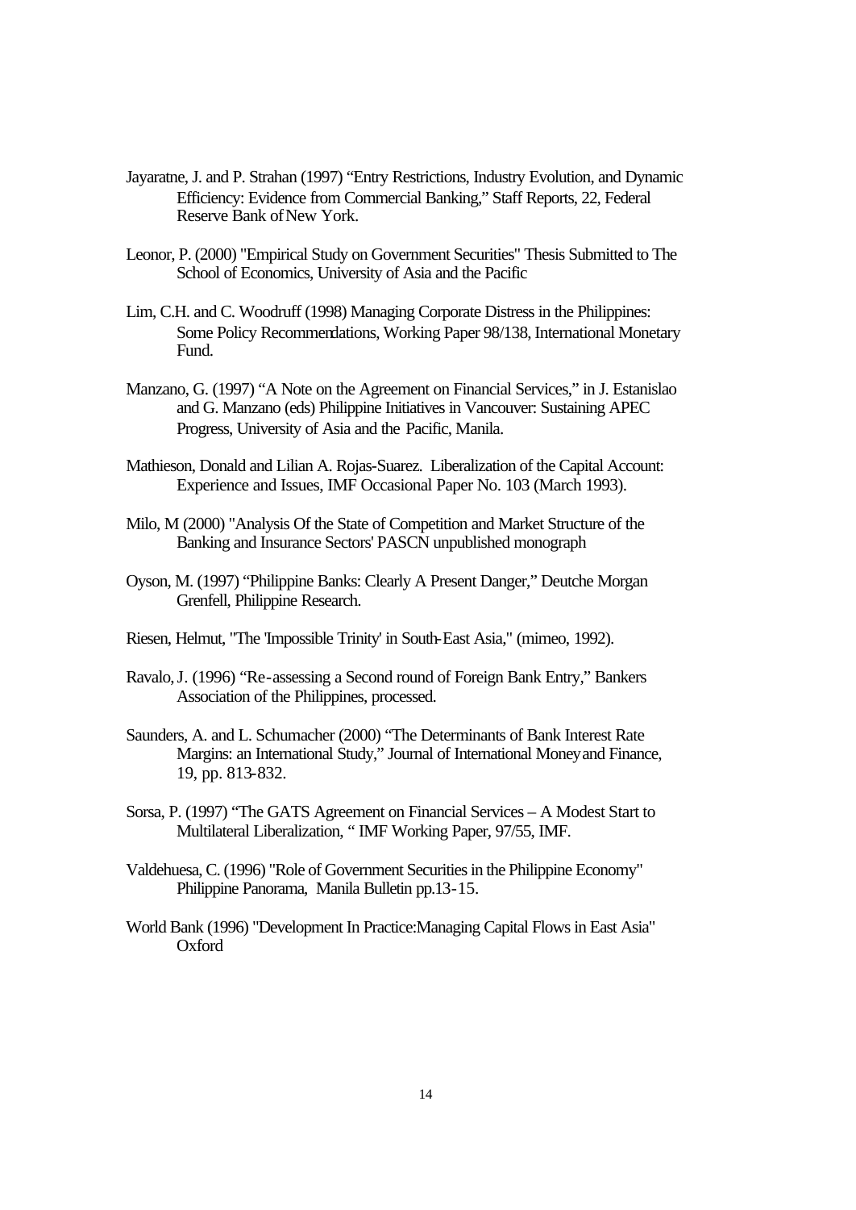Jayaratne, J. and P. Strahan (1997) "Entry Restrictions, Industry Evolution, and Dynamic Efficiency: Evidence from Commercial Banking," Staff Reports, 22, Federal Reserve Bank of New York.

Leonor, P. (2000) "Empirical Study on Government Securities" Thesis Submitted to The School of Economics, University of Asia and the Pacific

Lim, C.H. and C. Woodruff (1998) Managing Corporate Distress in the Philippines: Some Policy Recommendations, Working Paper 98/138, International Monetary Fund.

Manzano, G. (1997) "A Note on the Agreement on Financial Services," in J. Estanislao and G. Manzano (eds) Philippine Initiatives in Vancouver: Sustaining APEC Progress, University of Asia and the Pacific, Manila.

Mathieson, Donald and Lilian A. Rojas-Suarez. Liberalization of the Capital Account: Experience and Issues, IMF Occasional Paper No. 103 (March 1993).

Milo, M (2000) "Analysis Of the State of Competition and Market Structure of the Banking and Insurance Sectors' PASCN unpublished monograph

Oyson, M. (1997) "Philippine Banks: Clearly A Present Danger," Deutche Morgan Grenfell, Philippine Research.

Riesen, Helmut, "The 'Impossible Trinity' in South-East Asia," (mimeo, 1992).

Ravalo, J. (1996) "Re-assessing a Second round of Foreign Bank Entry," Bankers Association of the Philippines, processed.

Saunders, A. and L. Schumacher (2000) "The Determinants of Bank Interest Rate Margins: an International Study," Journal of International Money and Finance, 19, pp. 813-832.

Sorsa, P. (1997) "The GATS Agreement on Financial Services – A Modest Start to Multilateral Liberalization, " IMF Working Paper, 97/55, IMF.

Valdehuesa, C. (1996) "Role of Government Securities in the Philippine Economy" Philippine Panorama, Manila Bulletin pp.13-15.

World Bank (1996) "Development In Practice:Managing Capital Flows in East Asia" Oxford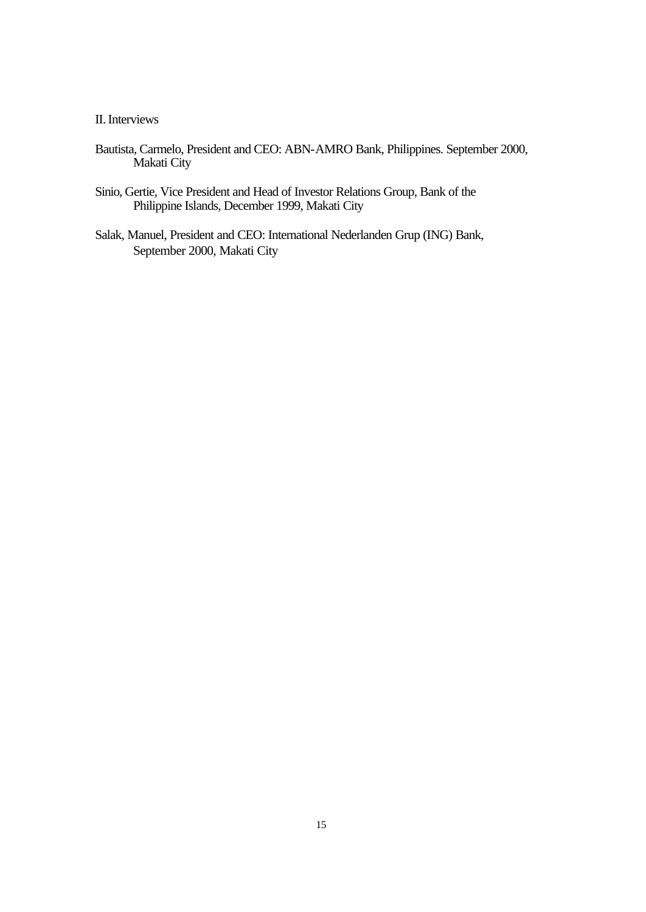II. Interviews

Bautista, Carmelo, President and CEO: ABN-AMRO Bank, Philippines. September 2000, Makati City

Sinio, Gertie, Vice President and Head of Investor Relations Group, Bank of the Philippine Islands, December 1999, Makati City

Salak, Manuel, President and CEO: International Nederlanden Grup (ING) Bank, September 2000, Makati City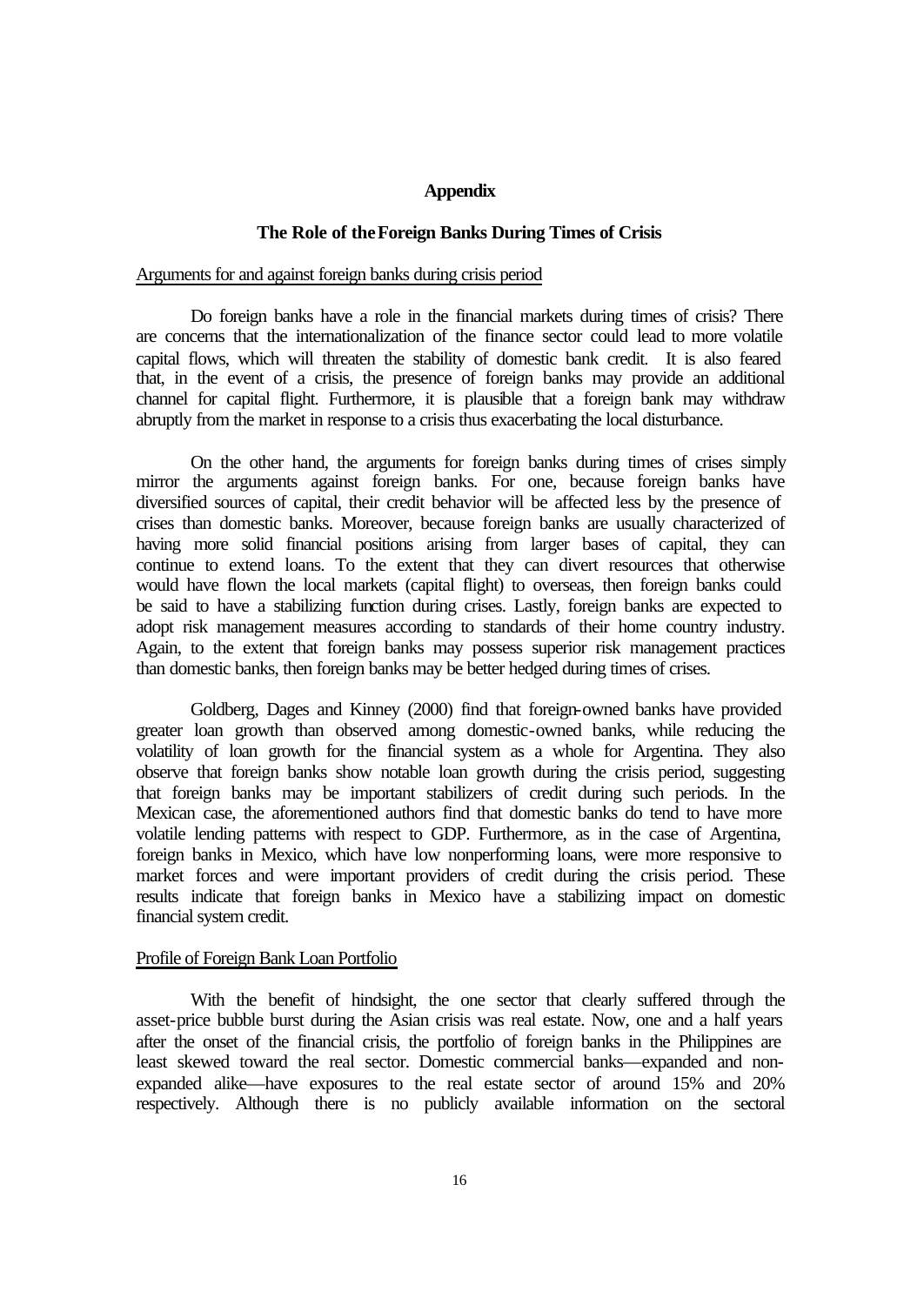## Appendix

### The Role of the Foreign Banks During Times of Crisis

Arguments for and against foreign banks during crisis period

Do foreign banks have a role in the financial markets during times of crisis? There are concerns that the internationalization of the finance sector could lead to more volatile capital flows, which will threaten the stability of domestic bank credit. It is also feared that, in the event of a crisis, the presence of foreign banks may provide an additional channel for capital flight. Furthermore, it is plausible that a foreign bank may withdraw abruptly from the market in response to a crisis thus exacerbating the local disturbance.

On the other hand, the arguments for foreign banks during times of crises simply mirror the arguments against foreign banks. For one, because foreign banks have diversified sources of capital, their credit behavior will be affected less by the presence of crises than domestic banks. Moreover, because foreign banks are usually characterized of having more solid financial positions arising from larger bases of capital, they can continue to extend loans. To the extent that they can divert resources that otherwise would have flown the local markets (capital flight) to overseas, then foreign banks could be said to have a stabilizing function during crises. Lastly, foreign banks are expected to adopt risk management measures according to standards of their home country industry. Again, to the extent that foreign banks may possess superior risk management practices than domestic banks, then foreign banks may be better hedged during times of crises.

Goldberg, Dages and Kinney (2000) find that foreign-owned banks have provided greater loan growth than observed among domestic-owned banks, while reducing the volatility of loan growth for the financial system as a whole for Argentina. They also observe that foreign banks show notable loan growth during the crisis period, suggesting that foreign banks may be important stabilizers of credit during such periods. In the Mexican case, the aforementioned authors find that domestic banks do tend to have more volatile lending patterns with respect to GDP. Furthermore, as in the case of Argentina, foreign banks in Mexico, which have low nonperforming loans, were more responsive to market forces and were important providers of credit during the crisis period. These results indicate that foreign banks in Mexico have a stabilizing impact on domestic financial system credit.

Profile of Foreign Bank Loan Portfolio

With the benefit of hindsight, the one sector that clearly suffered through the asset-price bubble burst during the Asian crisis was real estate. Now, one and a half years after the onset of the financial crisis, the portfolio of foreign banks in the Philippines are least skewed toward the real sector. Domestic commercial banks—expanded and non-expanded alike—have exposures to the real estate sector of around 15% and 20% respectively. Although there is no publicly available information on the sectoral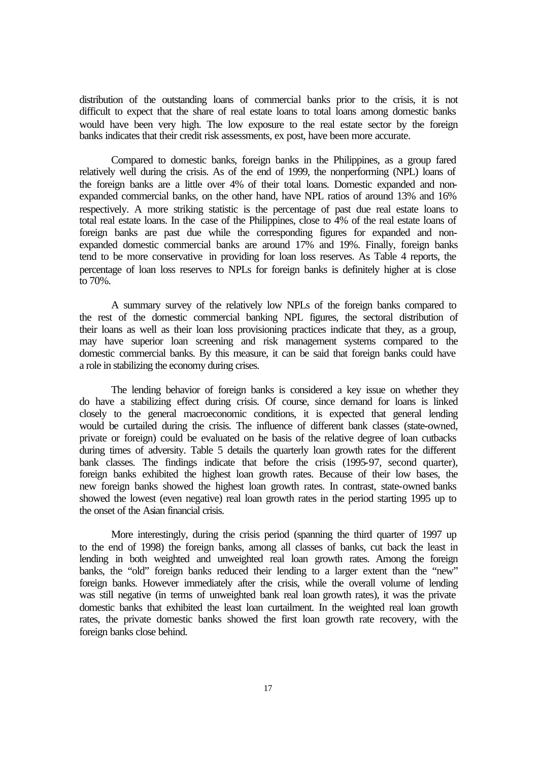distribution of the outstanding loans of commercial banks prior to the crisis, it is not difficult to expect that the share of real estate loans to total loans among domestic banks would have been very high. The low exposure to the real estate sector by the foreign banks indicates that their credit risk assessments, ex post, have been more accurate.

Compared to domestic banks, foreign banks in the Philippines, as a group fared relatively well during the crisis. As of the end of 1999, the nonperforming (NPL) loans of the foreign banks are a little over 4% of their total loans. Domestic expanded and non-expanded commercial banks, on the other hand, have NPL ratios of around 13% and 16% respectively. A more striking statistic is the percentage of past due real estate loans to total real estate loans. In the case of the Philippines, close to 4% of the real estate loans of foreign banks are past due while the corresponding figures for expanded and non-expanded domestic commercial banks are around 17% and 19%. Finally, foreign banks tend to be more conservative in providing for loan loss reserves. As Table 4 reports, the percentage of loan loss reserves to NPLs for foreign banks is definitely higher at is close to 70%.

A summary survey of the relatively low NPLs of the foreign banks compared to the rest of the domestic commercial banking NPL figures, the sectoral distribution of their loans as well as their loan loss provisioning practices indicate that they, as a group, may have superior loan screening and risk management systems compared to the domestic commercial banks. By this measure, it can be said that foreign banks could have a role in stabilizing the economy during crises.

The lending behavior of foreign banks is considered a key issue on whether they do have a stabilizing effect during crisis. Of course, since demand for loans is linked closely to the general macroeconomic conditions, it is expected that general lending would be curtailed during the crisis. The influence of different bank classes (state-owned, private or foreign) could be evaluated on the basis of the relative degree of loan cutbacks during times of adversity. Table 5 details the quarterly loan growth rates for the different bank classes. The findings indicate that before the crisis (1995-97, second quarter), foreign banks exhibited the highest loan growth rates. Because of their low bases, the new foreign banks showed the highest loan growth rates. In contrast, state-owned banks showed the lowest (even negative) real loan growth rates in the period starting 1995 up to the onset of the Asian financial crisis.

More interestingly, during the crisis period (spanning the third quarter of 1997 up to the end of 1998) the foreign banks, among all classes of banks, cut back the least in lending in both weighted and unweighted real loan growth rates. Among the foreign banks, the "old" foreign banks reduced their lending to a larger extent than the "new" foreign banks. However immediately after the crisis, while the overall volume of lending was still negative (in terms of unweighted bank real loan growth rates), it was the private domestic banks that exhibited the least loan curtailment. In the weighted real loan growth rates, the private domestic banks showed the first loan growth rate recovery, with the foreign banks close behind.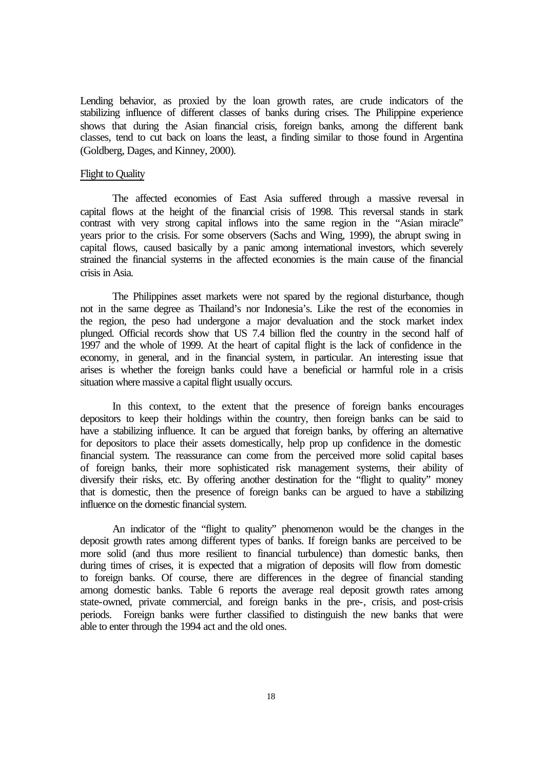Lending behavior, as proxied by the loan growth rates, are crude indicators of the stabilizing influence of different classes of banks during crises. The Philippine experience shows that during the Asian financial crisis, foreign banks, among the different bank classes, tend to cut back on loans the least, a finding similar to those found in Argentina (Goldberg, Dages, and Kinney, 2000).

<u>Flight to Quality</u>

The affected economies of East Asia suffered through a massive reversal in capital flows at the height of the financial crisis of 1998. This reversal stands in stark contrast with very strong capital inflows into the same region in the "Asian miracle" years prior to the crisis. For some observers (Sachs and Wing, 1999), the abrupt swing in capital flows, caused basically by a panic among international investors, which severely strained the financial systems in the affected economies is the main cause of the financial crisis in Asia.

The Philippines asset markets were not spared by the regional disturbance, though not in the same degree as Thailand's nor Indonesia's. Like the rest of the economies in the region, the peso had undergone a major devaluation and the stock market index plunged. Official records show that US 7.4 billion fled the country in the second half of 1997 and the whole of 1999. At the heart of capital flight is the lack of confidence in the economy, in general, and in the financial system, in particular. An interesting issue that arises is whether the foreign banks could have a beneficial or harmful role in a crisis situation where massive a capital flight usually occurs.

In this context, to the extent that the presence of foreign banks encourages depositors to keep their holdings within the country, then foreign banks can be said to have a stabilizing influence. It can be argued that foreign banks, by offering an alternative for depositors to place their assets domestically, help prop up confidence in the domestic financial system. The reassurance can come from the perceived more solid capital bases of foreign banks, their more sophisticated risk management systems, their ability of diversify their risks, etc. By offering another destination for the "flight to quality" money that is domestic, then the presence of foreign banks can be argued to have a stabilizing influence on the domestic financial system.

An indicator of the "flight to quality" phenomenon would be the changes in the deposit growth rates among different types of banks. If foreign banks are perceived to be more solid (and thus more resilient to financial turbulence) than domestic banks, then during times of crises, it is expected that a migration of deposits will flow from domestic to foreign banks. Of course, there are differences in the degree of financial standing among domestic banks. Table 6 reports the average real deposit growth rates among state-owned, private commercial, and foreign banks in the pre-, crisis, and post-crisis periods. Foreign banks were further classified to distinguish the new banks that were able to enter through the 1994 act and the old ones.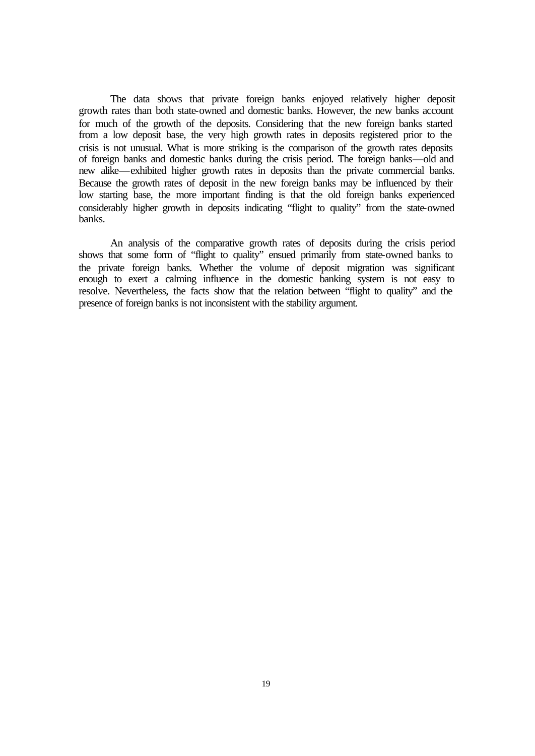The data shows that private foreign banks enjoyed relatively higher deposit growth rates than both state-owned and domestic banks. However, the new banks account for much of the growth of the deposits. Considering that the new foreign banks started from a low deposit base, the very high growth rates in deposits registered prior to the crisis is not unusual. What is more striking is the comparison of the growth rates deposits of foreign banks and domestic banks during the crisis period. The foreign banks—old and new alike—exhibited higher growth rates in deposits than the private commercial banks. Because the growth rates of deposit in the new foreign banks may be influenced by their low starting base, the more important finding is that the old foreign banks experienced considerably higher growth in deposits indicating "flight to quality" from the state-owned banks.

An analysis of the comparative growth rates of deposits during the crisis period shows that some form of "flight to quality" ensued primarily from state-owned banks to the private foreign banks. Whether the volume of deposit migration was significant enough to exert a calming influence in the domestic banking system is not easy to resolve. Nevertheless, the facts show that the relation between "flight to quality" and the presence of foreign banks is not inconsistent with the stability argument.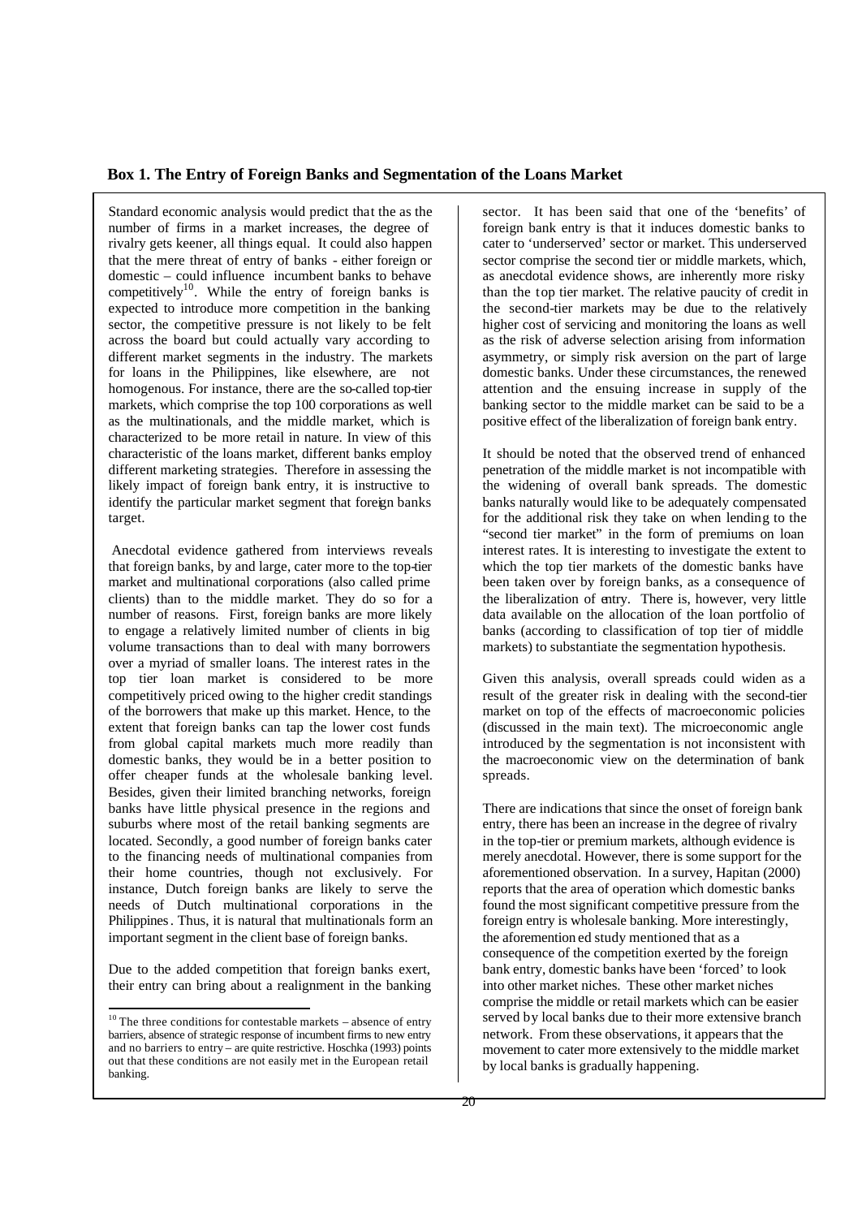## Box 1. The Entry of Foreign Banks and Segmentation of the Loans Market

Standard economic analysis would predict that the as the number of firms in a market increases, the degree of rivalry gets keener, all things equal. It could also happen that the mere threat of entry of banks - either foreign or domestic – could influence incumbent banks to behave competitively[10]. While the entry of foreign banks is expected to introduce more competition in the banking sector, the competitive pressure is not likely to be felt across the board but could actually vary according to different market segments in the industry. The markets for loans in the Philippines, like elsewhere, are not homogenous. For instance, there are the so-called top-tier markets, which comprise the top 100 corporations as well as the multinationals, and the middle market, which is characterized to be more retail in nature. In view of this characteristic of the loans market, different banks employ different marketing strategies. Therefore in assessing the likely impact of foreign bank entry, it is instructive to identify the particular market segment that foreign banks target.

Anecdotal evidence gathered from interviews reveals that foreign banks, by and large, cater more to the top-tier market and multinational corporations (also called prime clients) than to the middle market. They do so for a number of reasons. First, foreign banks are more likely to engage a relatively limited number of clients in big volume transactions than to deal with many borrowers over a myriad of smaller loans. The interest rates in the top tier loan market is considered to be more competitively priced owing to the higher credit standings of the borrowers that make up this market. Hence, to the extent that foreign banks can tap the lower cost funds from global capital markets much more readily than domestic banks, they would be in a better position to offer cheaper funds at the wholesale banking level. Besides, given their limited branching networks, foreign banks have little physical presence in the regions and suburbs where most of the retail banking segments are located. Secondly, a good number of foreign banks cater to the financing needs of multinational companies from their home countries, though not exclusively. For instance, Dutch foreign banks are likely to serve the needs of Dutch multinational corporations in the Philippines. Thus, it is natural that multinationals form an important segment in the client base of foreign banks.

Due to the added competition that foreign banks exert, their entry can bring about a realignment in the banking sector. It has been said that one of the 'benefits' of foreign bank entry is that it induces domestic banks to cater to 'underserved' sector or market. This underserved sector comprise the second tier or middle markets, which, as anecdotal evidence shows, are inherently more risky than the top tier market. The relative paucity of credit in the second-tier markets may be due to the relatively higher cost of servicing and monitoring the loans as well as the risk of adverse selection arising from information asymmetry, or simply risk aversion on the part of large domestic banks. Under these circumstances, the renewed attention and the ensuing increase in supply of the banking sector to the middle market can be said to be a positive effect of the liberalization of foreign bank entry.

It should be noted that the observed trend of enhanced penetration of the middle market is not incompatible with the widening of overall bank spreads. The domestic banks naturally would like to be adequately compensated for the additional risk they take on when lending to the "second tier market" in the form of premiums on loan interest rates. It is interesting to investigate the extent to which the top tier markets of the domestic banks have been taken over by foreign banks, as a consequence of the liberalization of entry. There is, however, very little data available on the allocation of the loan portfolio of banks (according to classification of top tier of middle markets) to substantiate the segmentation hypothesis.

Given this analysis, overall spreads could widen as a result of the greater risk in dealing with the second-tier market on top of the effects of macroeconomic policies (discussed in the main text). The microeconomic angle introduced by the segmentation is not inconsistent with the macroeconomic view on the determination of bank spreads.

There are indications that since the onset of foreign bank entry, there has been an increase in the degree of rivalry in the top-tier or premium markets, although evidence is merely anecdotal. However, there is some support for the aforementioned observation. In a survey, Hapitan (2000) reports that the area of operation which domestic banks found the most significant competitive pressure from the foreign entry is wholesale banking. More interestingly, the aforementioned study mentioned that as a consequence of the competition exerted by the foreign bank entry, domestic banks have been 'forced' to look into other market niches. These other market niches comprise the middle or retail markets which can be easier served by local banks due to their more extensive branch network. From these observations, it appears that the movement to cater more extensively to the middle market by local banks is gradually happening.

[10] The three conditions for contestable markets – absence of entry barriers, absence of strategic response of incumbent firms to new entry and no barriers to entry – are quite restrictive. Hoschka (1993) points out that these conditions are not easily met in the European retail banking.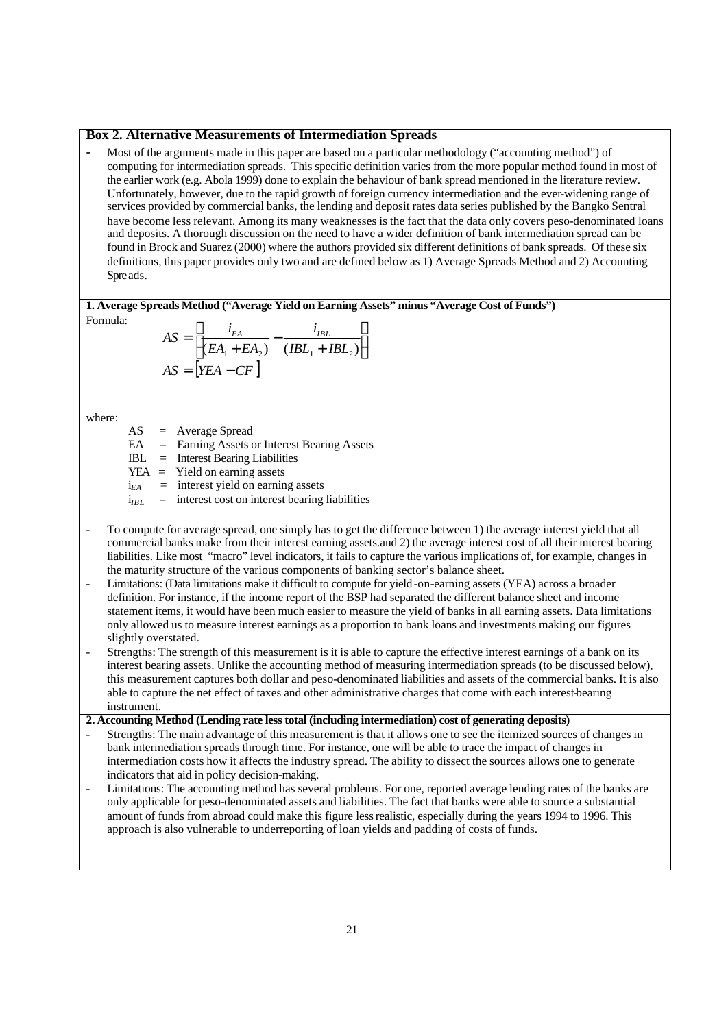## Box 2. Alternative Measurements of Intermediation Spreads

- Most of the arguments made in this paper are based on a particular methodology ("accounting method") of computing for intermediation spreads. This specific definition varies from the more popular method found in most of the earlier work (e.g. Abola 1999) done to explain the behaviour of bank spread mentioned in the literature review. Unfortunately, however, due to the rapid growth of foreign currency intermediation and the ever-widening range of services provided by commercial banks, the lending and deposit rates data series published by the Bangko Sentral have become less relevant. Among its many weaknesses is the fact that the data only covers peso-denominated loans and deposits. A thorough discussion on the need to have a wider definition of bank intermediation spread can be found in Brock and Suarez (2000) where the authors provided six different definitions of bank spreads. Of these six definitions, this paper provides only two and are defined below as 1) Average Spreads Method and 2) Accounting Spreads.

**1. Average Spreads Method ("Average Yield on Earning Assets" minus "Average Cost of Funds")**

Formula:

$$AS = \left[ \frac{i_{EA}}{(EA_1 + EA_2)} - \frac{i_{IBL}}{(IBL_1 + IBL_2)} \right]$$

$$AS = [YEA - CF]$$

where:

- AS = Average Spread
- EA = Earning Assets or Interest Bearing Assets
- IBL = Interest Bearing Liabilities
- YEA = Yield on earning assets
- $i_{EA}$ = interest yield on earning assets
- $i_{IBL}$ = interest cost on interest bearing liabilities

- To compute for average spread, one simply has to get the difference between 1) the average interest yield that all commercial banks make from their interest earning assets.and 2) the average interest cost of all their interest bearing liabilities. Like most "macro" level indicators, it fails to capture the various implications of, for example, changes in the maturity structure of the various components of banking sector's balance sheet.
- Limitations: (Data limitations make it difficult to compute for yield-on-earning assets (YEA) across a broader definition. For instance, if the income report of the BSP had separated the different balance sheet and income statement items, it would have been much easier to measure the yield of banks in all earning assets. Data limitations only allowed us to measure interest earnings as a proportion to bank loans and investments making our figures slightly overstated.
- Strengths: The strength of this measurement is it is able to capture the effective interest earnings of a bank on its interest bearing assets. Unlike the accounting method of measuring intermediation spreads (to be discussed below), this measurement captures both dollar and peso-denominated liabilities and assets of the commercial banks. It is also able to capture the net effect of taxes and other administrative charges that come with each interest-bearing instrument.

**2. Accounting Method (Lending rate less total (including intermediation) cost of generating deposits)**

- Strengths: The main advantage of this measurement is that it allows one to see the itemized sources of changes in bank intermediation spreads through time. For instance, one will be able to trace the impact of changes in intermediation costs how it affects the industry spread. The ability to dissect the sources allows one to generate indicators that aid in policy decision-making.
- Limitations: The accounting method has several problems. For one, reported average lending rates of the banks are only applicable for peso-denominated assets and liabilities. The fact that banks were able to source a substantial amount of funds from abroad could make this figure less realistic, especially during the years 1994 to 1996. This approach is also vulnerable to underreporting of loan yields and padding of costs of funds.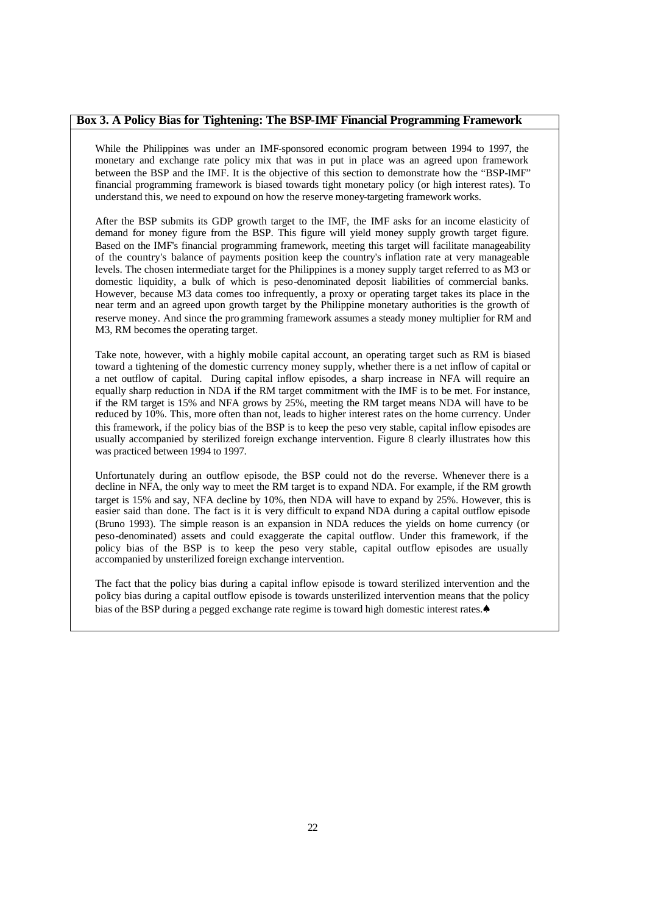### Box 3. A Policy Bias for Tightening: The BSP-IMF Financial Programming Framework

While the Philippines was under an IMF-sponsored economic program between 1994 to 1997, the monetary and exchange rate policy mix that was in put in place was an agreed upon framework between the BSP and the IMF. It is the objective of this section to demonstrate how the "BSP-IMF" financial programming framework is biased towards tight monetary policy (or high interest rates). To understand this, we need to expound on how the reserve money-targeting framework works.

After the BSP submits its GDP growth target to the IMF, the IMF asks for an income elasticity of demand for money figure from the BSP. This figure will yield money supply growth target figure. Based on the IMF's financial programming framework, meeting this target will facilitate manageability of the country's balance of payments position keep the country's inflation rate at very manageable levels. The chosen intermediate target for the Philippines is a money supply target referred to as M3 or domestic liquidity, a bulk of which is peso-denominated deposit liabilities of commercial banks. However, because M3 data comes too infrequently, a proxy or operating target takes its place in the near term and an agreed upon growth target by the Philippine monetary authorities is the growth of reserve money. And since the pro gramming framework assumes a steady money multiplier for RM and M3, RM becomes the operating target.

Take note, however, with a highly mobile capital account, an operating target such as RM is biased toward a tightening of the domestic currency money supply, whether there is a net inflow of capital or a net outflow of capital. During capital inflow episodes, a sharp increase in NFA will require an equally sharp reduction in NDA if the RM target commitment with the IMF is to be met. For instance, if the RM target is 15% and NFA grows by 25%, meeting the RM target means NDA will have to be reduced by 10%. This, more often than not, leads to higher interest rates on the home currency. Under this framework, if the policy bias of the BSP is to keep the peso very stable, capital inflow episodes are usually accompanied by sterilized foreign exchange intervention. Figure 8 clearly illustrates how this was practiced between 1994 to 1997.

Unfortunately during an outflow episode, the BSP could not do the reverse. Whenever there is a decline in NFA, the only way to meet the RM target is to expand NDA. For example, if the RM growth target is 15% and say, NFA decline by 10%, then NDA will have to expand by 25%. However, this is easier said than done. The fact is it is very difficult to expand NDA during a capital outflow episode (Bruno 1993). The simple reason is an expansion in NDA reduces the yields on home currency (or peso-denominated) assets and could exaggerate the capital outflow. Under this framework, if the policy bias of the BSP is to keep the peso very stable, capital outflow episodes are usually accompanied by unsterilized foreign exchange intervention.

The fact that the policy bias during a capital inflow episode is toward sterilized intervention and the policy bias during a capital outflow episode is towards unsterilized intervention means that the policy bias of the BSP during a pegged exchange rate regime is toward high domestic interest rates.♠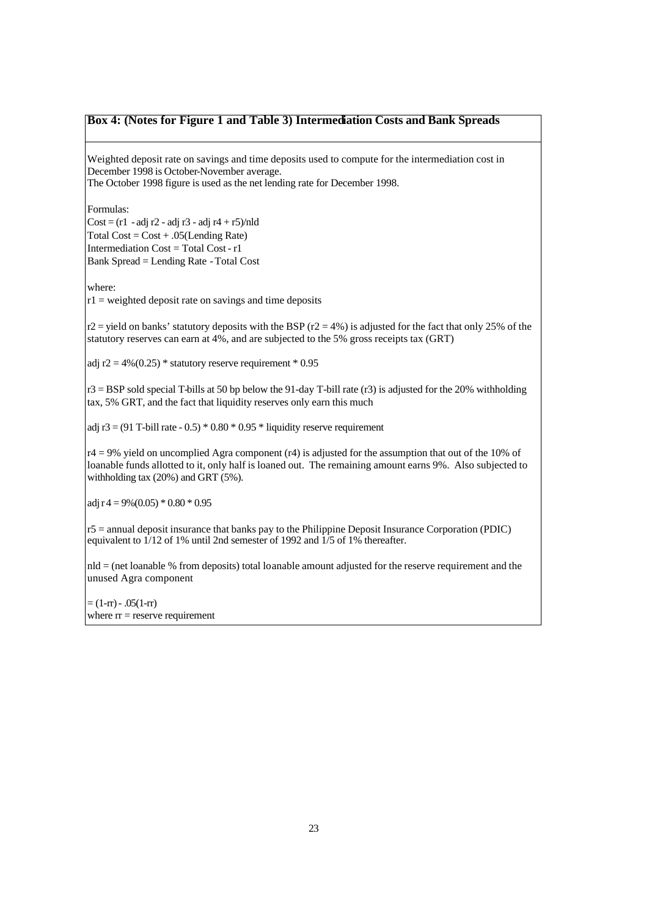### Box 4: (Notes for Figure 1 and Table 3) Intermediation Costs and Bank Spreads

Weighted deposit rate on savings and time deposits used to compute for the intermediation cost in December 1998 is October-November average.
The October 1998 figure is used as the net lending rate for December 1998.

Formulas:
Cost = (r1 - adj r2 - adj r3 - adj r4 + r5)/nld
Total Cost = Cost + .05(Lending Rate)
Intermediation Cost = Total Cost - r1
Bank Spread = Lending Rate - Total Cost

where:
r1 = weighted deposit rate on savings and time deposits

r2 = yield on banks' statutory deposits with the BSP (r2 = 4%) is adjusted for the fact that only 25% of the statutory reserves can earn at 4%, and are subjected to the 5% gross receipts tax (GRT)

adj r2 = 4%(0.25) * statutory reserve requirement * 0.95

r3 = BSP sold special T-bills at 50 bp below the 91-day T-bill rate (r3) is adjusted for the 20% withholding tax, 5% GRT, and the fact that liquidity reserves only earn this much

adj r3 = (91 T-bill rate - 0.5) * 0.80 * 0.95 * liquidity reserve requirement

r4 = 9% yield on uncomplied Agra component (r4) is adjusted for the assumption that out of the 10% of loanable funds allotted to it, only half is loaned out. The remaining amount earns 9%. Also subjected to withholding tax (20%) and GRT (5%).

adj r 4 = 9%(0.05) * 0.80 * 0.95

r5 = annual deposit insurance that banks pay to the Philippine Deposit Insurance Corporation (PDIC) equivalent to 1/12 of 1% until 2nd semester of 1992 and 1/5 of 1% thereafter.

nld = (net loanable % from deposits) total loanable amount adjusted for the reserve requirement and the unused Agra component

= (1-rr) - .05(1-rr)
where rr = reserve requirement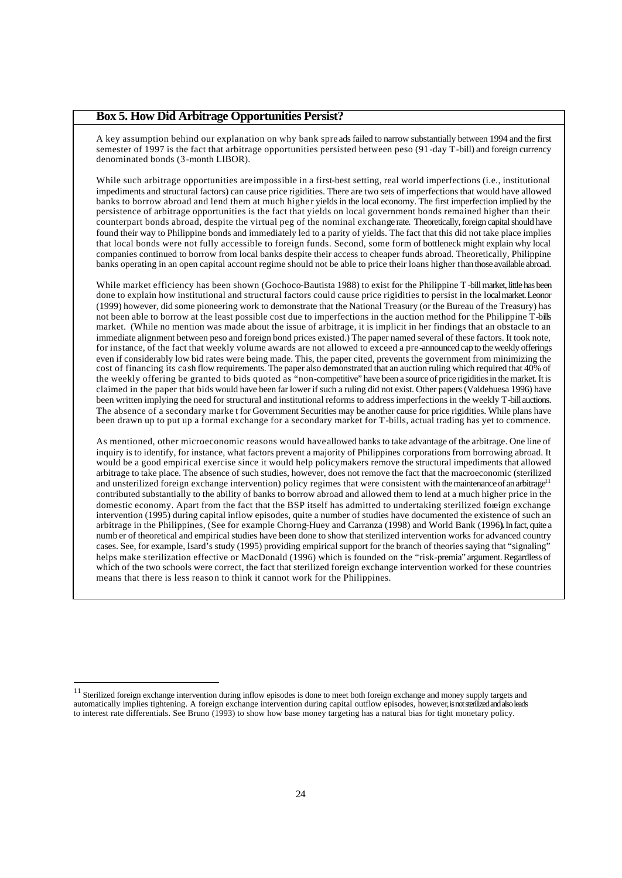### Box 5. How Did Arbitrage Opportunities Persist?

A key assumption behind our explanation on why bank spreads failed to narrow substantially between 1994 and the first semester of 1997 is the fact that arbitrage opportunities persisted between peso (91-day T-bill) and foreign currency denominated bonds (3-month LIBOR).

While such arbitrage opportunities are impossible in a first-best setting, real world imperfections (i.e., institutional impediments and structural factors) can cause price rigidities. There are two sets of imperfections that would have allowed banks to borrow abroad and lend them at much higher yields in the local economy. The first imperfection implied by the persistence of arbitrage opportunities is the fact that yields on local government bonds remained higher than their counterpart bonds abroad, despite the virtual peg of the nominal exchange rate. Theoretically, foreign capital should have found their way to Philippine bonds and immediately led to a parity of yields. The fact that this did not take place implies that local bonds were not fully accessible to foreign funds. Second, some form of bottleneck might explain why local companies continued to borrow from local banks despite their access to cheaper funds abroad. Theoretically, Philippine banks operating in an open capital account regime should not be able to price their loans higher than those available abroad.

While market efficiency has been shown (Gochoco-Bautista 1988) to exist for the Philippine T-bill market, little has been done to explain how institutional and structural factors could cause price rigidities to persist in the local market. Leonor (1999) however, did some pioneering work to demonstrate that the National Treasury (or the Bureau of the Treasury) has not been able to borrow at the least possible cost due to imperfections in the auction method for the Philippine T-bills market. (While no mention was made about the issue of arbitrage, it is implicit in her findings that an obstacle to an immediate alignment between peso and foreign bond prices existed.) The paper named several of these factors. It took note, for instance, of the fact that weekly volume awards are not allowed to exceed a pre-announced cap to the weekly offerings even if considerably low bid rates were being made. This, the paper cited, prevents the government from minimizing the cost of financing its cash flow requirements. The paper also demonstrated that an auction ruling which required that 40% of the weekly offering be granted to bids quoted as "non-competitive" have been a source of price rigidities in the market. It is claimed in the paper that bids would have been far lower if such a ruling did not exist. Other papers (Valdehuesa 1996) have been written implying the need for structural and institutional reforms to address imperfections in the weekly T-bill auctions. The absence of a secondary market for Government Securities may be another cause for price rigidities. While plans have been drawn up to put up a formal exchange for a secondary market for T-bills, actual trading has yet to commence.

As mentioned, other microeconomic reasons would have allowed banks to take advantage of the arbitrage. One line of inquiry is to identify, for instance, what factors prevent a majority of Philippines corporations from borrowing abroad. It would be a good empirical exercise since it would help policymakers remove the structural impediments that allowed arbitrage to take place. The absence of such studies, however, does not remove the fact that the macroeconomic (sterilized and unsterilized foreign exchange intervention) policy regimes that were consistent with the maintenance of an arbitrage[11] contributed substantially to the ability of banks to borrow abroad and allowed them to lend at a much higher price in the domestic economy. Apart from the fact that the BSP itself has admitted to undertaking sterilized foreign exchange intervention (1995) during capital inflow episodes, quite a number of studies have documented the existence of such an arbitrage in the Philippines, (See for example Chorng-Huey and Carranza (1998) and World Bank (1996**)**. In fact, quite a number of theoretical and empirical studies have been done to show that sterilized intervention works for advanced country cases. See, for example, Isard's study (1995) providing empirical support for the branch of theories saying that "signaling" helps make sterilization effective or MacDonald (1996) which is founded on the "risk-premia" argument. Regardless of which of the two schools were correct, the fact that sterilized foreign exchange intervention worked for these countries means that there is less reason to think it cannot work for the Philippines.

---

[11] Sterilized foreign exchange intervention during inflow episodes is done to meet both foreign exchange and money supply targets and automatically implies tightening. A foreign exchange intervention during capital outflow episodes, however, is not sterilized and also leads to interest rate differentials. See Bruno (1993) to show how base money targeting has a natural bias for tight monetary policy.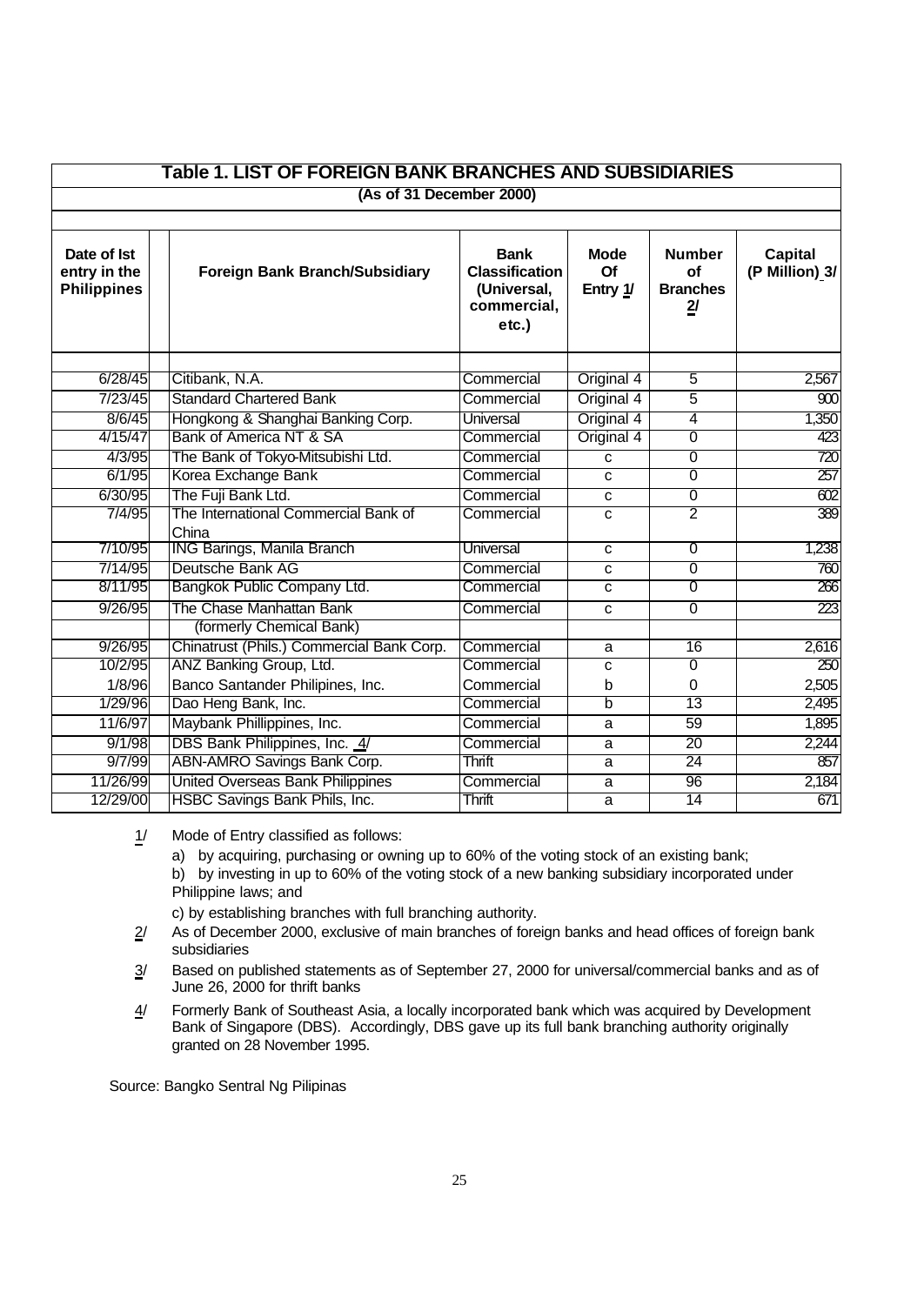## Table 1. LIST OF FOREIGN BANK BRANCHES AND SUBSIDIARIES

**(As of 31 December 2000)**

| Date of Ist entry in the Philippines | Foreign Bank Branch/Subsidiary | Bank Classification (Universal, commercial, etc.) | Mode Of Entry 1/ | Number of Branches 2/ | Capital (P Million) 3/ |
|---|---|---|---|---|---|
| 6/28/45 | Citibank, N.A. | Commercial | Original 4 | 5 | 2,567 |
| 7/23/45 | Standard Chartered Bank | Commercial | Original 4 | 5 | 900 |
| 8/6/45 | Hongkong & Shanghai Banking Corp. | Universal | Original 4 | 4 | 1,350 |
| 4/15/47 | Bank of America NT & SA | Commercial | Original 4 | 0 | 423 |
| 4/3/95 | The Bank of Tokyo-Mitsubishi Ltd. | Commercial | c | 0 | 720 |
| 6/1/95 | Korea Exchange Bank | Commercial | c | 0 | 257 |
| 6/30/95 | The Fuji Bank Ltd. | Commercial | c | 0 | 602 |
| 7/4/95 | The International Commercial Bank of China | Commercial | c | 2 | 389 |
| 7/10/95 | ING Barings, Manila Branch | Universal | c | 0 | 1,238 |
| 7/14/95 | Deutsche Bank AG | Commercial | c | 0 | 760 |
| 8/11/95 | Bangkok Public Company Ltd. | Commercial | c | 0 | 266 |
| 9/26/95 | The Chase Manhattan Bank | Commercial | c | 0 | 223 |
| | (formerly Chemical Bank) | | | | |
| 9/26/95 | Chinatrust (Phils.) Commercial Bank Corp. | Commercial | a | 16 | 2,616 |
| 10/2/95 | ANZ Banking Group, Ltd. | Commercial | c | 0 | 250 |
| 1/8/96 | Banco Santander Philipines, Inc. | Commercial | b | 0 | 2,505 |
| 1/29/96 | Dao Heng Bank, Inc. | Commercial | b | 13 | 2,495 |
| 11/6/97 | Maybank Phillippines, Inc. | Commercial | a | 59 | 1,895 |
| 9/1/98 | DBS Bank Philippines, Inc. 4/ | Commercial | a | 20 | 2,244 |
| 9/7/99 | ABN-AMRO Savings Bank Corp. | Thrift | a | 24 | 857 |
| 11/26/99 | United Overseas Bank Philippines | Commercial | a | 96 | 2,184 |
| 12/29/00 | HSBC Savings Bank Phils, Inc. | Thrift | a | 14 | 671 |

1/ Mode of Entry classified as follows:

a) by acquiring, purchasing or owning up to 60% of the voting stock of an existing bank;

b) by investing in up to 60% of the voting stock of a new banking subsidiary incorporated under Philippine laws; and

c) by establishing branches with full branching authority.

2/ As of December 2000, exclusive of main branches of foreign banks and head offices of foreign bank subsidiaries

3/ Based on published statements as of September 27, 2000 for universal/commercial banks and as of June 26, 2000 for thrift banks

4/ Formerly Bank of Southeast Asia, a locally incorporated bank which was acquired by Development Bank of Singapore (DBS). Accordingly, DBS gave up its full bank branching authority originally granted on 28 November 1995.

Source: Bangko Sentral Ng Pilipinas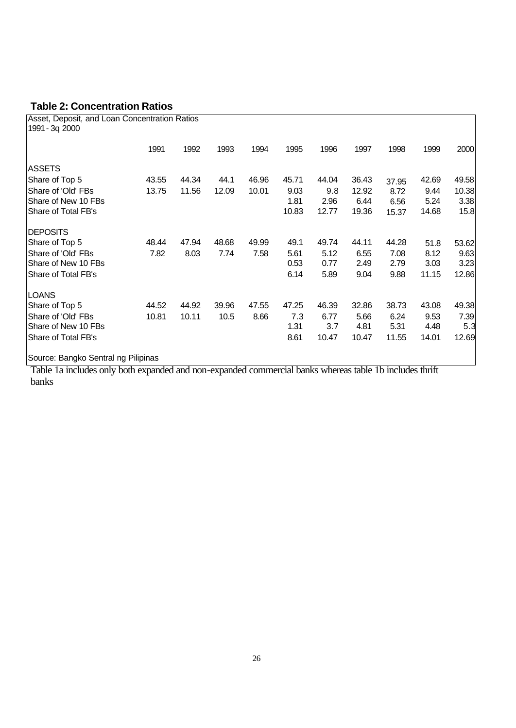**Table 2: Concentration Ratios**

Asset, Deposit, and Loan Concentration Ratios
1991 - 3q 2000

| | 1991 | 1992 | 1993 | 1994 | 1995 | 1996 | 1997 | 1998 | 1999 | 2000 |
|---|---|---|---|---|---|---|---|---|---|---|
| ASSETS | | | | | | | | | | |
| Share of Top 5 | 43.55 | 44.34 | 44.1 | 46.96 | 45.71 | 44.04 | 36.43 | 37.95 | 42.69 | 49.58 |
| Share of 'Old' FBs | 13.75 | 11.56 | 12.09 | 10.01 | 9.03 | 9.8 | 12.92 | 8.72 | 9.44 | 10.38 |
| Share of New 10 FBs | | | | | 1.81 | 2.96 | 6.44 | 6.56 | 5.24 | 3.38 |
| Share of Total FB's | | | | | 10.83 | 12.77 | 19.36 | 15.37 | 14.68 | 15.8 |
| DEPOSITS | | | | | | | | | | |
| Share of Top 5 | 48.44 | 47.94 | 48.68 | 49.99 | 49.1 | 49.74 | 44.11 | 44.28 | 51.8 | 53.62 |
| Share of 'Old' FBs | 7.82 | 8.03 | 7.74 | 7.58 | 5.61 | 5.12 | 6.55 | 7.08 | 8.12 | 9.63 |
| Share of New 10 FBs | | | | | 0.53 | 0.77 | 2.49 | 2.79 | 3.03 | 3.23 |
| Share of Total FB's | | | | | 6.14 | 5.89 | 9.04 | 9.88 | 11.15 | 12.86 |
| LOANS | | | | | | | | | | |
| Share of Top 5 | 44.52 | 44.92 | 39.96 | 47.55 | 47.25 | 46.39 | 32.86 | 38.73 | 43.08 | 49.38 |
| Share of 'Old' FBs | 10.81 | 10.11 | 10.5 | 8.66 | 7.3 | 6.77 | 5.66 | 6.24 | 9.53 | 7.39 |
| Share of New 10 FBs | | | | | 1.31 | 3.7 | 4.81 | 5.31 | 4.48 | 5.3 |
| Share of Total FB's | | | | | 8.61 | 10.47 | 10.47 | 11.55 | 14.01 | 12.69 |

Source: Bangko Sentral ng Pilipinas

Table 1a includes only both expanded and non-expanded commercial banks whereas table 1b includes thrift banks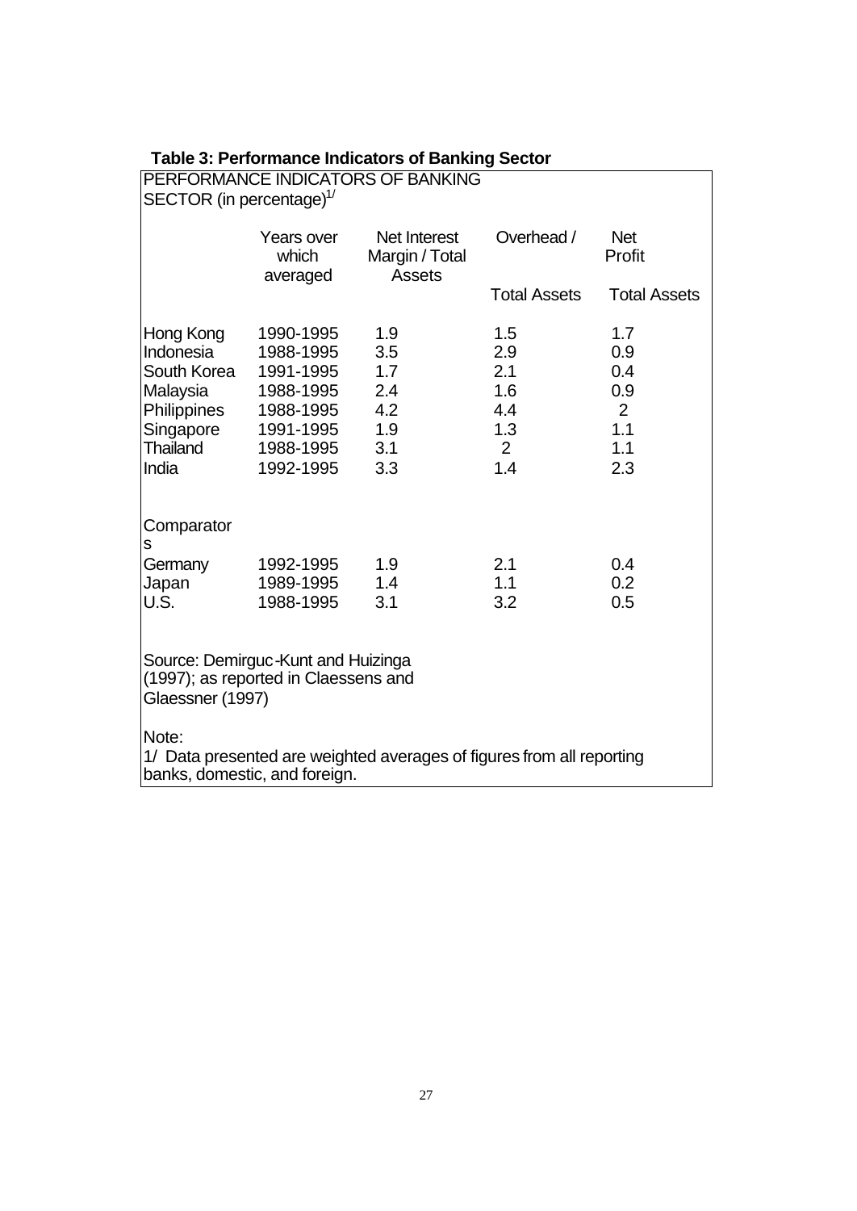**Table 3: Performance Indicators of Banking Sector**

PERFORMANCE INDICATORS OF BANKING SECTOR (in percentage)[1/]

| | Years over which averaged | Net Interest Margin / Total Assets | Overhead / Total Assets | Net Profit Total Assets |
|---|---|---|---|---|
| Hong Kong | 1990-1995 | 1.9 | 1.5 | 1.7 |
| Indonesia | 1988-1995 | 3.5 | 2.9 | 0.9 |
| South Korea | 1991-1995 | 1.7 | 2.1 | 0.4 |
| Malaysia | 1988-1995 | 2.4 | 1.6 | 0.9 |
| Philippines | 1988-1995 | 4.2 | 4.4 | 2 |
| Singapore | 1991-1995 | 1.9 | 1.3 | 1.1 |
| Thailand | 1988-1995 | 3.1 | 2 | 1.1 |
| India | 1992-1995 | 3.3 | 1.4 | 2.3 |
| **Comparators** | | | | |
| Germany | 1992-1995 | 1.9 | 2.1 | 0.4 |
| Japan | 1989-1995 | 1.4 | 1.1 | 0.2 |
| U.S. | 1988-1995 | 3.1 | 3.2 | 0.5 |

Source: Demirguc-Kunt and Huizinga (1997); as reported in Claessens and Glaessner (1997)

Note:
1/ Data presented are weighted averages of figures from all reporting banks, domestic, and foreign.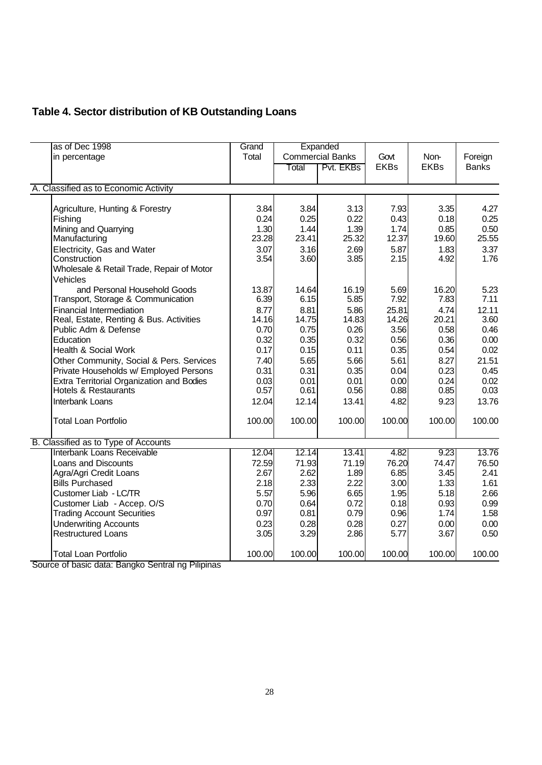## Table 4. Sector distribution of KB Outstanding Loans

| as of Dec 1998<br>in percentage | Grand Total | Expanded Commercial Banks | | Govt EKBs | Non-EKBs | Foreign Banks |
|---|---|---|---|---|---|---|
| | | Total | Pvt. EKBs | | | |
| **A. Classified as to Economic Activity** | | | | | | |
| Agriculture, Hunting & Forestry | 3.84 | 3.84 | 3.13 | 7.93 | 3.35 | 4.27 |
| Fishing | 0.24 | 0.25 | 0.22 | 0.43 | 0.18 | 0.25 |
| Mining and Quarrying | 1.30 | 1.44 | 1.39 | 1.74 | 0.85 | 0.50 |
| Manufacturing | 23.28 | 23.41 | 25.32 | 12.37 | 19.60 | 25.55 |
| Electricity, Gas and Water | 3.07 | 3.16 | 2.69 | 5.87 | 1.83 | 3.37 |
| Construction | 3.54 | 3.60 | 3.85 | 2.15 | 4.92 | 1.76 |
| Wholesale & Retail Trade, Repair of Motor Vehicles and Personal Household Goods | 13.87 | 14.64 | 16.19 | 5.69 | 16.20 | 5.23 |
| Transport, Storage & Communication | 6.39 | 6.15 | 5.85 | 7.92 | 7.83 | 7.11 |
| Financial Intermediation | 8.77 | 8.81 | 5.86 | 25.81 | 4.74 | 12.11 |
| Real, Estate, Renting & Bus. Activities | 14.16 | 14.75 | 14.83 | 14.26 | 20.21 | 3.60 |
| Public Adm & Defense | 0.70 | 0.75 | 0.26 | 3.56 | 0.58 | 0.46 |
| Education | 0.32 | 0.35 | 0.32 | 0.56 | 0.36 | 0.00 |
| Health & Social Work | 0.17 | 0.15 | 0.11 | 0.35 | 0.54 | 0.02 |
| Other Community, Social & Pers. Services | 7.40 | 5.65 | 5.66 | 5.61 | 8.27 | 21.51 |
| Private Households w/ Employed Persons | 0.31 | 0.31 | 0.35 | 0.04 | 0.23 | 0.45 |
| Extra Territorial Organization and Bodies | 0.03 | 0.01 | 0.01 | 0.00 | 0.24 | 0.02 |
| Hotels & Restaurants | 0.57 | 0.61 | 0.56 | 0.88 | 0.85 | 0.03 |
| Interbank Loans | 12.04 | 12.14 | 13.41 | 4.82 | 9.23 | 13.76 |
| Total Loan Portfolio | 100.00 | 100.00 | 100.00 | 100.00 | 100.00 | 100.00 |
| **B. Classified as to Type of Accounts** | | | | | | |
| Interbank Loans Receivable | 12.04 | 12.14 | 13.41 | 4.82 | 9.23 | 13.76 |
| Loans and Discounts | 72.59 | 71.93 | 71.19 | 76.20 | 74.47 | 76.50 |
| Agra/Agri Credit Loans | 2.67 | 2.62 | 1.89 | 6.85 | 3.45 | 2.41 |
| Bills Purchased | 2.18 | 2.33 | 2.22 | 3.00 | 1.33 | 1.61 |
| Customer Liab - LC/TR | 5.57 | 5.96 | 6.65 | 1.95 | 5.18 | 2.66 |
| Customer Liab - Accep. O/S | 0.70 | 0.64 | 0.72 | 0.18 | 0.93 | 0.99 |
| Trading Account Securities | 0.97 | 0.81 | 0.79 | 0.96 | 1.74 | 1.58 |
| Underwriting Accounts | 0.23 | 0.28 | 0.28 | 0.27 | 0.00 | 0.00 |
| Restructured Loans | 3.05 | 3.29 | 2.86 | 5.77 | 3.67 | 0.50 |
| Total Loan Portfolio | 100.00 | 100.00 | 100.00 | 100.00 | 100.00 | 100.00 |

Source of basic data: Bangko Sentral ng Pilipinas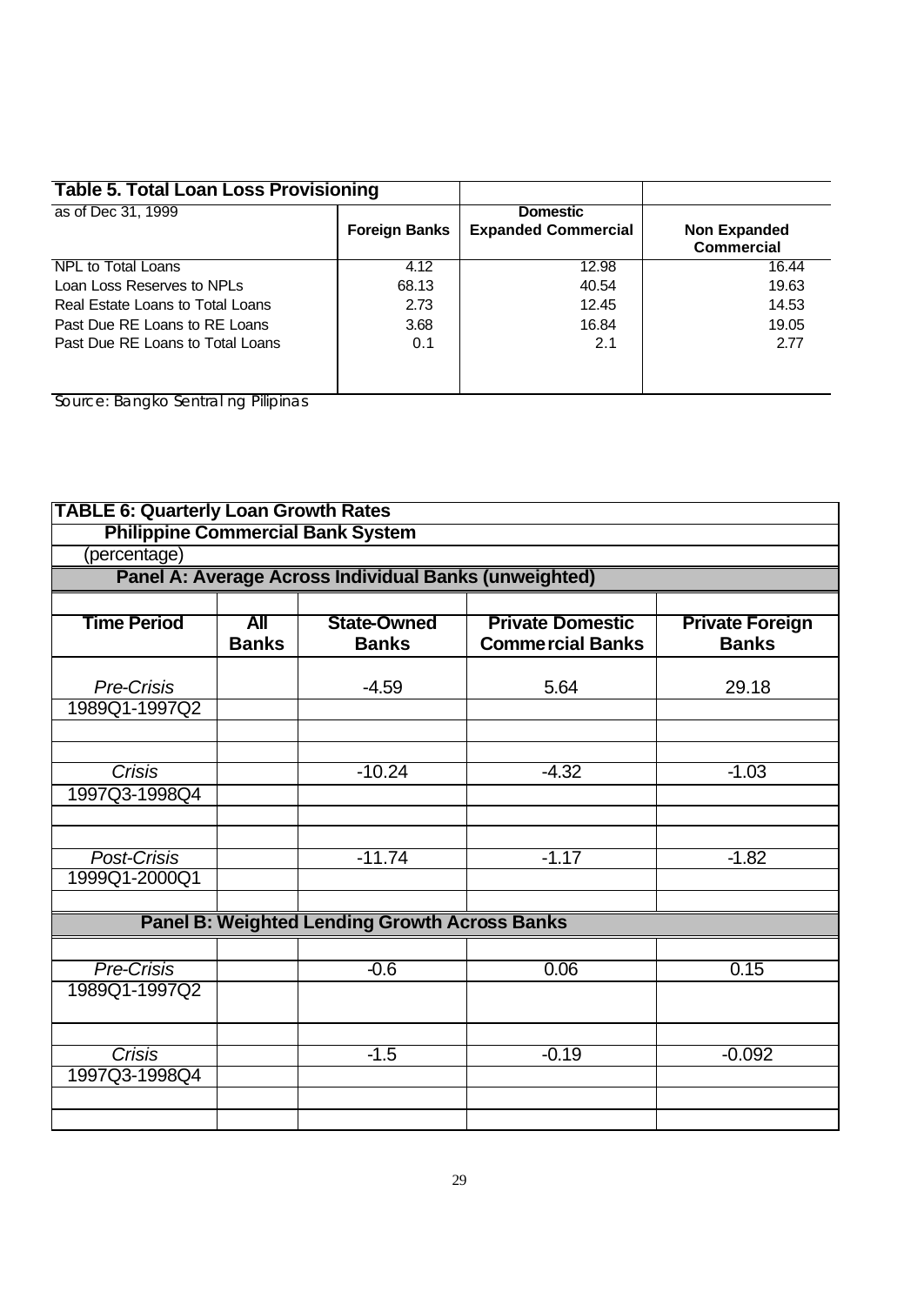**Table 5. Total Loan Loss Provisioning**

| as of Dec 31, 1999 | Foreign Banks | Domestic Expanded Commercial | Non Expanded Commercial |
|---|---|---|---|
| NPL to Total Loans | 4.12 | 12.98 | 16.44 |
| Loan Loss Reserves to NPLs | 68.13 | 40.54 | 19.63 |
| Real Estate Loans to Total Loans | 2.73 | 12.45 | 14.53 |
| Past Due RE Loans to RE Loans | 3.68 | 16.84 | 19.05 |
| Past Due RE Loans to Total Loans | 0.1 | 2.1 | 2.77 |

Source: Bangko Sentral ng Pilipinas

**TABLE 6: Quarterly Loan Growth Rates**
**Philippine Commercial Bank System**
(percentage)

**Panel A: Average Across Individual Banks (unweighted)**

| Time Period | All Banks | State-Owned Banks | Private Domestic Commercial Banks | Private Foreign Banks |
|---|---|---|---|---|
| *Pre-Crisis* 1989Q1-1997Q2 | | -4.59 | 5.64 | 29.18 |
| *Crisis* 1997Q3-1998Q4 | | -10.24 | -4.32 | -1.03 |
| *Post-Crisis* 1999Q1-2000Q1 | | -11.74 | -1.17 | -1.82 |

**Panel B: Weighted Lending Growth Across Banks**

| Time Period | All Banks | State-Owned Banks | Private Domestic Commercial Banks | Private Foreign Banks |
|---|---|---|---|---|
| *Pre-Crisis* 1989Q1-1997Q2 | | -0.6 | 0.06 | 0.15 |
| *Crisis* 1997Q3-1998Q4 | | -1.5 | -0.19 | -0.092 |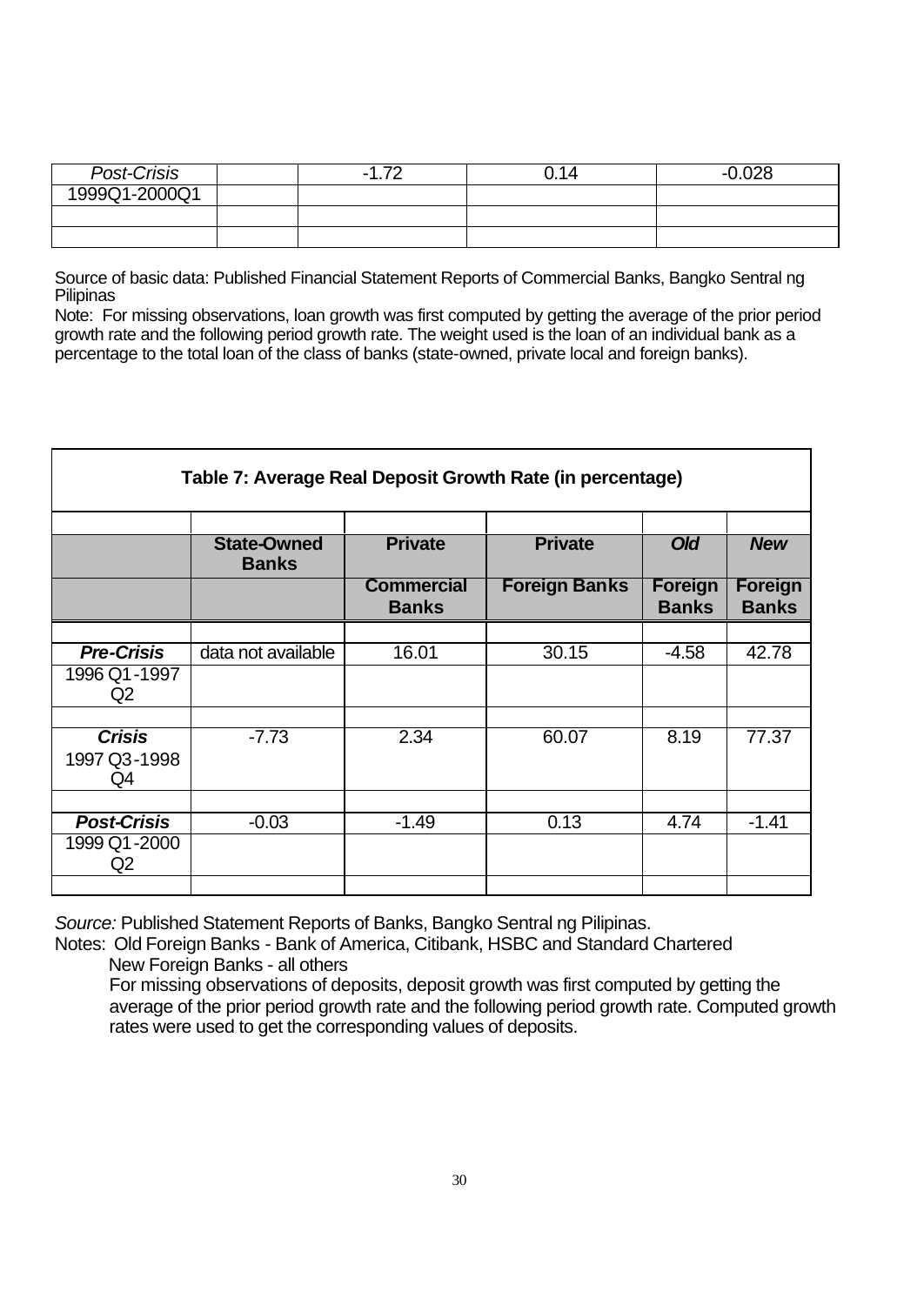| | | | | |
|---|---|---|---|---|
| *Post-Crisis* | | -1.72 | 0.14 | -0.028 |
| 1999Q1-2000Q1 | | | | |
| | | | | |
| | | | | |

Source of basic data: Published Financial Statement Reports of Commercial Banks, Bangko Sentral ng Pilipinas

Note: For missing observations, loan growth was first computed by getting the average of the prior period growth rate and the following period growth rate. The weight used is the loan of an individual bank as a percentage to the total loan of the class of banks (state-owned, private local and foreign banks).

**Table 7: Average Real Deposit Growth Rate (in percentage)**

| | **State-Owned Banks** | **Private Commercial Banks** | **Private Foreign Banks** | ***Old* Foreign Banks** | ***New* Foreign Banks** |
|---|---|---|---|---|---|
| ***Pre-Crisis*** 1996 Q1-1997 Q2 | data not available | 16.01 | 30.15 | -4.58 | 42.78 |
| ***Crisis*** 1997 Q3-1998 Q4 | -7.73 | 2.34 | 60.07 | 8.19 | 77.37 |
| ***Post-Crisis*** 1999 Q1-2000 Q2 | -0.03 | -1.49 | 0.13 | 4.74 | -1.41 |

*Source:* Published Statement Reports of Banks, Bangko Sentral ng Pilipinas.

Notes: Old Foreign Banks - Bank of America, Citibank, HSBC and Standard Chartered

New Foreign Banks - all others

For missing observations of deposits, deposit growth was first computed by getting the average of the prior period growth rate and the following period growth rate. Computed growth rates were used to get the corresponding values of deposits.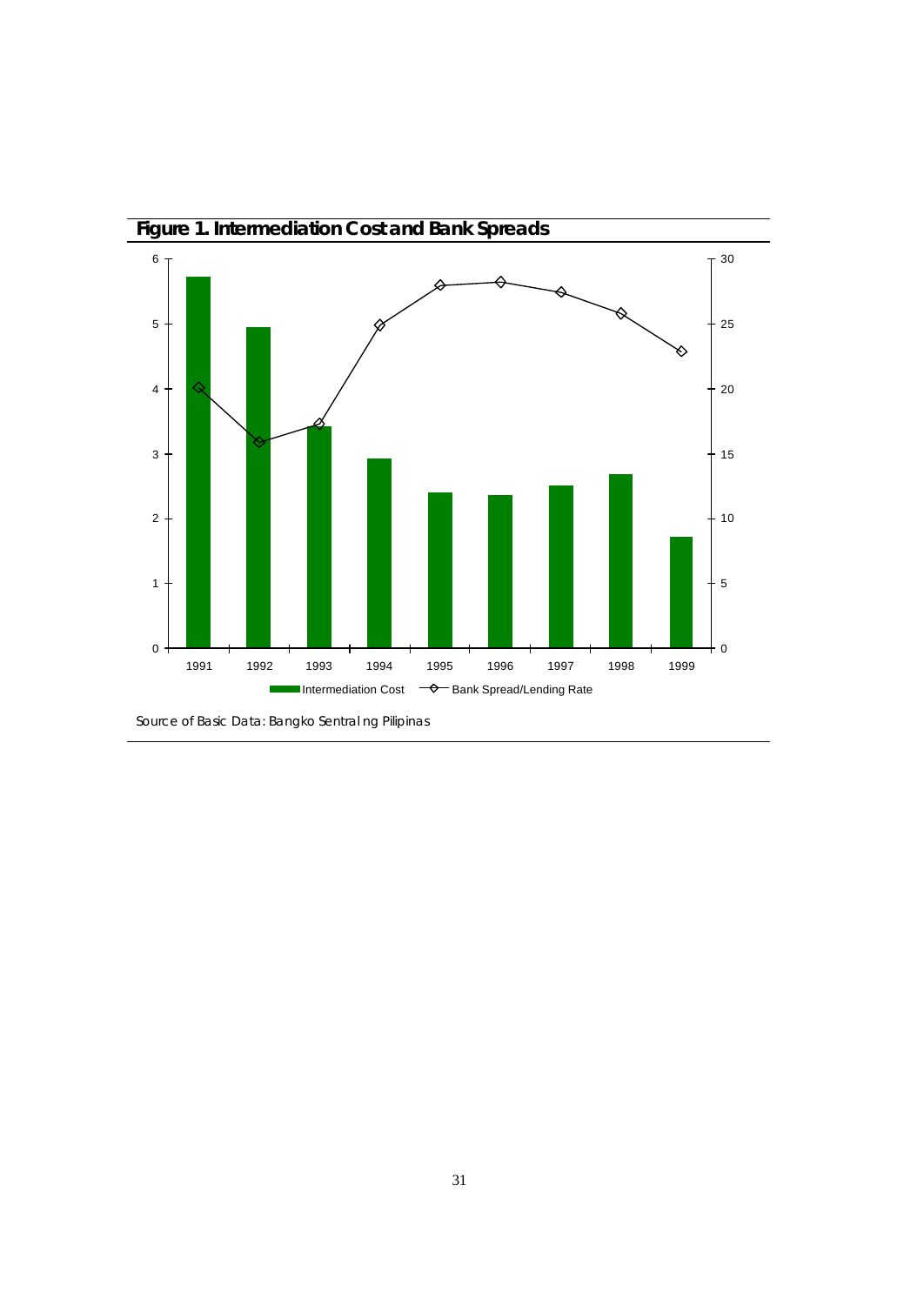**Figure 1. Intermediation Cost and Bank Spreads**

Source of Basic Data: Bangko Sentral ng Pilipinas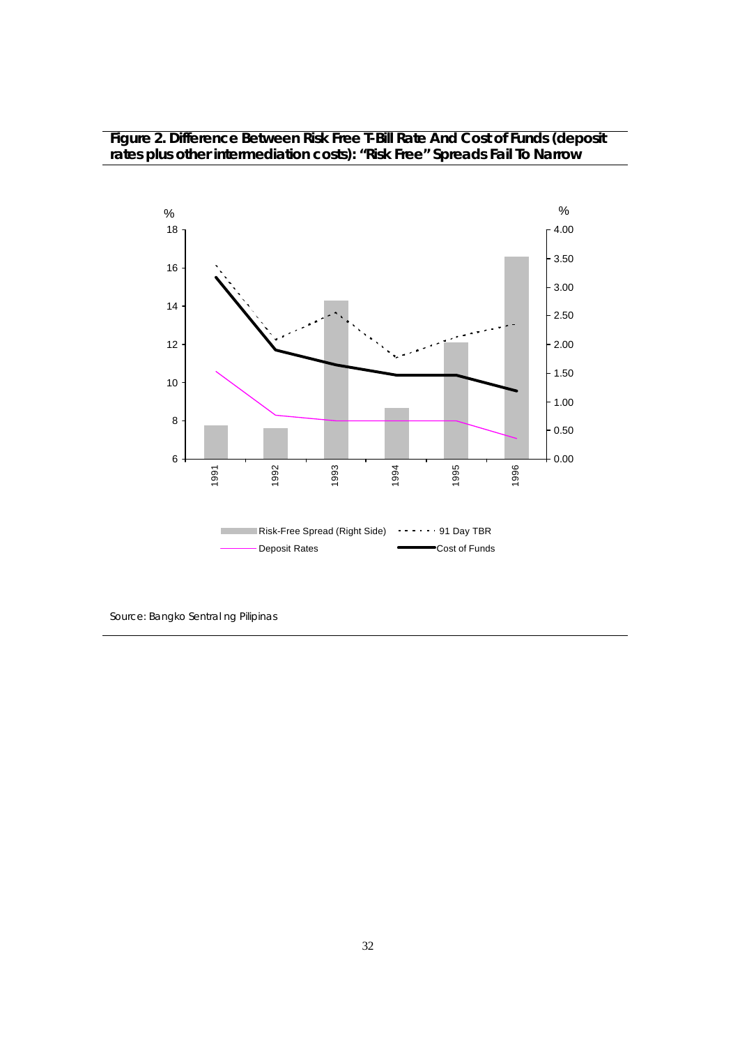**Figure 2. Difference Between Risk Free T-Bill Rate And Cost of Funds (deposit rates plus other intermediation costs): "Risk Free" Spreads Fail To Narrow**

Source: Bangko Sentral ng Pilipinas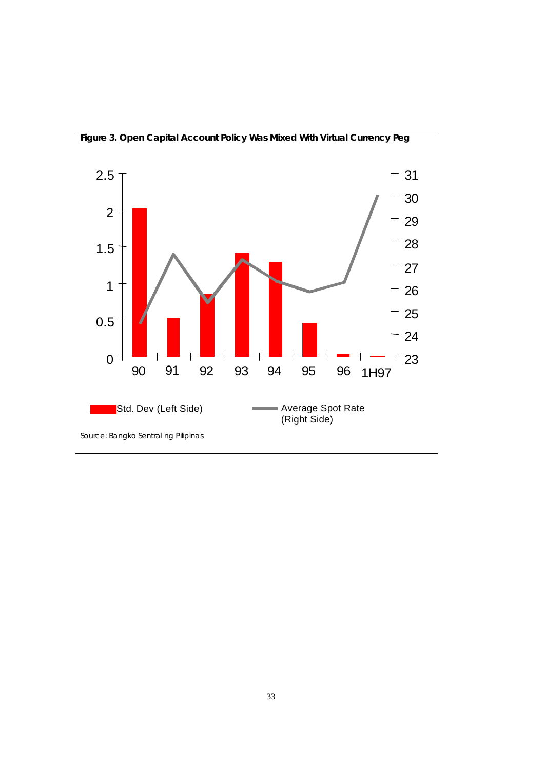**Figure 3. Open Capital Account Policy Was Mixed With Virtual Currency Peg**

Source: Bangko Sentral ng Pilipinas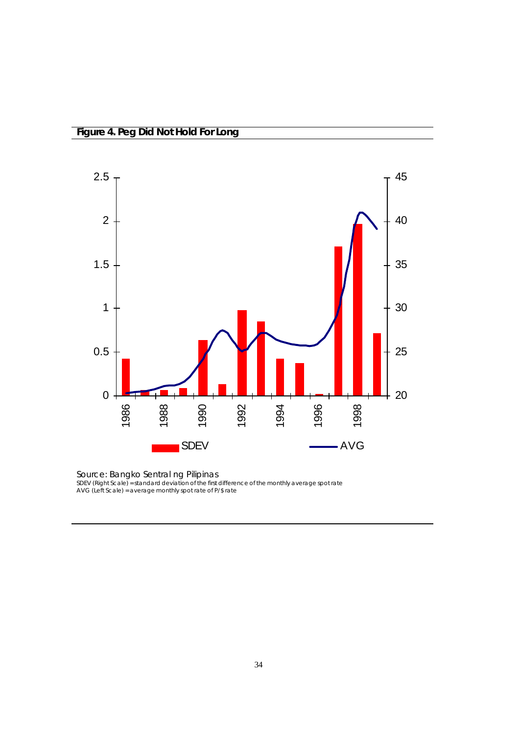**Figure 4. Peg Did Not Hold For Long**

Source: Bangko Sentral ng Pilipinas

SDEV (Right Scale) = standard deviation of the first difference of the monthly average spot rate

AVG (Left Scale) = average monthly spot rate of P/$ rate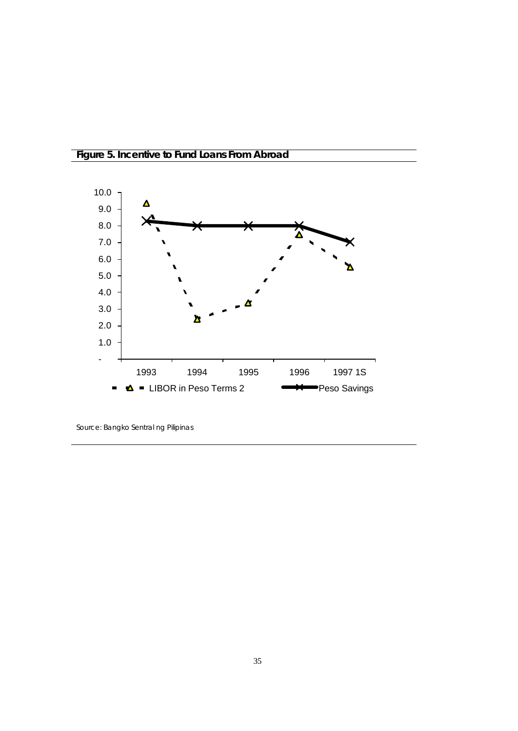**Figure 5. Incentive to Fund Loans From Abroad**

Source: Bangko Sentral ng Pilipinas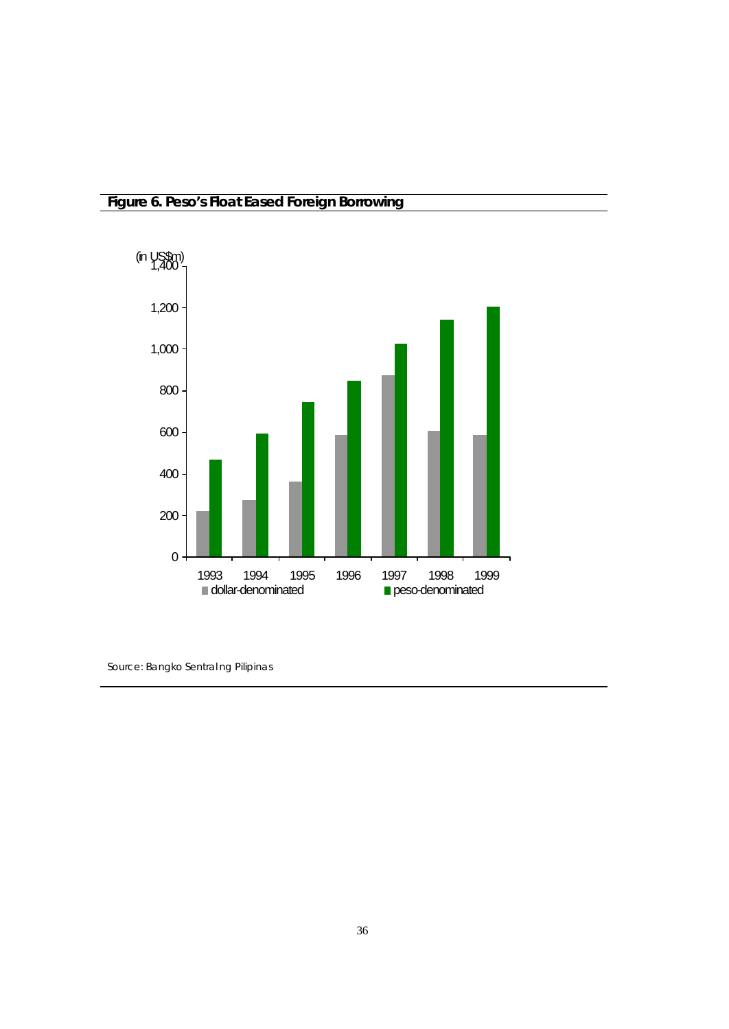**Figure 6. Peso's Float Eased Foreign Borrowing**

(in US$m)

| Year | dollar-denominated | peso-denominated |
|---|---|---|
| 1993 | ~220 | ~470 |
| 1994 | ~275 | ~595 |
| 1995 | ~365 | ~745 |
| 1996 | ~585 | ~845 |
| 1997 | ~875 | ~1,025 |
| 1998 | ~605 | ~1,140 |
| 1999 | ~585 | ~1,205 |

Source: Bangko Sentral ng Pilipinas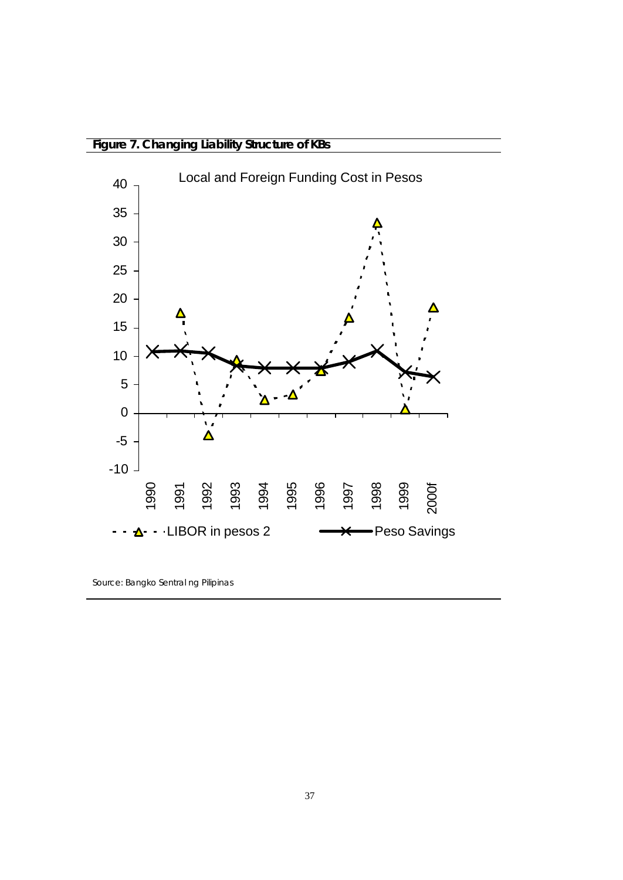**Figure 7. Changing Liability Structure of KBs**

Local and Foreign Funding Cost in Pesos

- - -△- - LIBOR in pesos 2 —✕— Peso Savings

Source: Bangko Sentral ng Pilipinas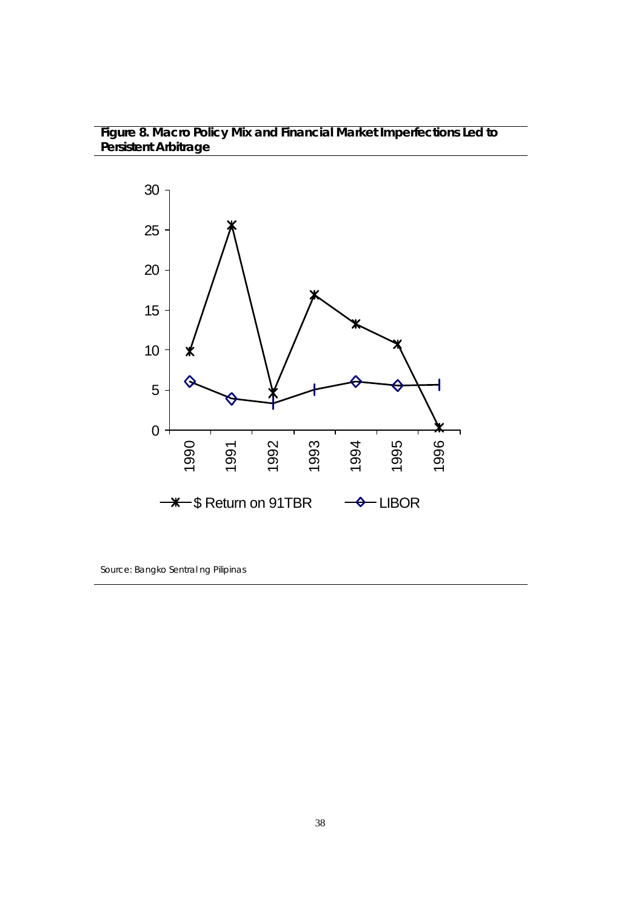**Figure 8. Macro Policy Mix and Financial Market Imperfections Led to Persistent Arbitrage**

Source: Bangko Sentral ng Pilipinas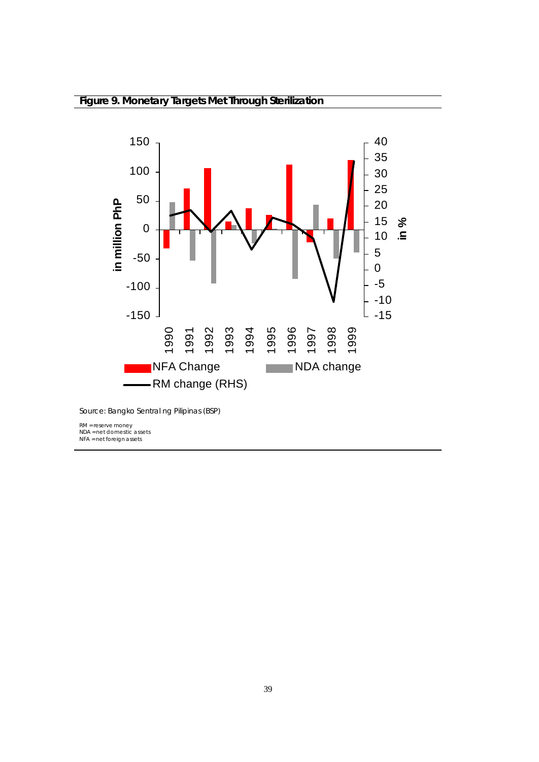**Figure 9. Monetary Targets Met Through Sterilization**

in million PhP

150
100
50
0
-50
-100
-150

in %

40
35
30
25
20
15
10
5
0
-5
-10
-15

1990 1991 1992 1993 1994 1995 1996 1997 1998 1999

NFA Change
NDA change
RM change (RHS)

Source: Bangko Sentral ng Pilipinas (BSP)

RM = reserve money
NDA = net domestic assets
NFA = net foreign assets